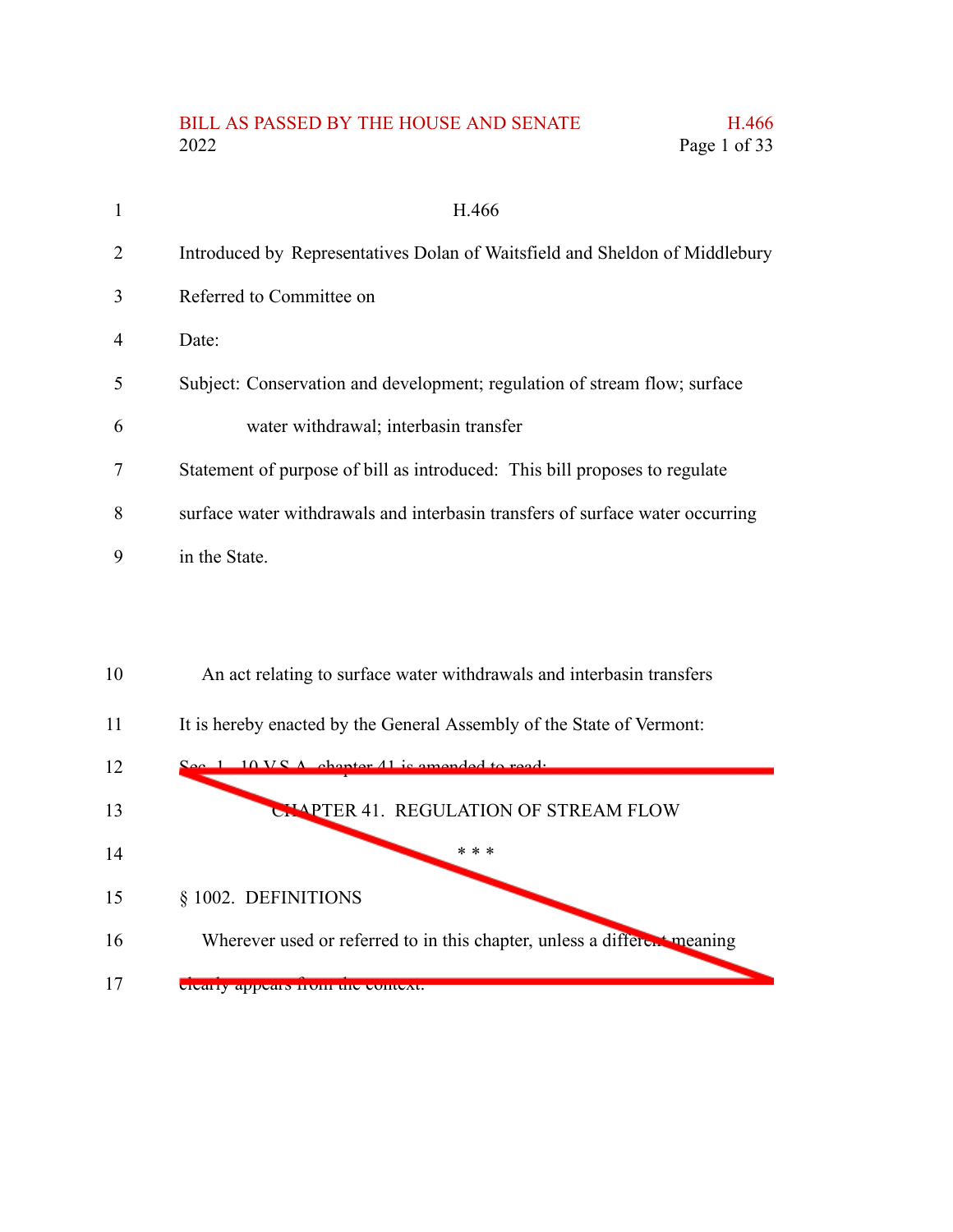H.466

Introduced by Representatives Dolan of Waitsfield and Sheldon of Middlebury

Referred to Committee on

Date:

Subject: Conservation and development; regulation of stream flow; surface water withdrawal; interbasin transfer

Statement of purpose of bill as introduced: This bill proposes to regulate surface water withdrawals and interbasin transfers of surface water occurring in the State.

An act relating to surface water withdrawals and interbasin transfers

It is hereby enacted by the General Assembly of the State of Vermont:

~~Sec. 1. 10 V.S.A. chapter 41 is amended to read:~~

~~CHAPTER 41. REGULATION OF STREAM FLOW~~

~~* * *~~

~~§ 1002. DEFINITIONS~~

~~Wherever used or referred to in this chapter, unless a different meaning clearly appears from the context:~~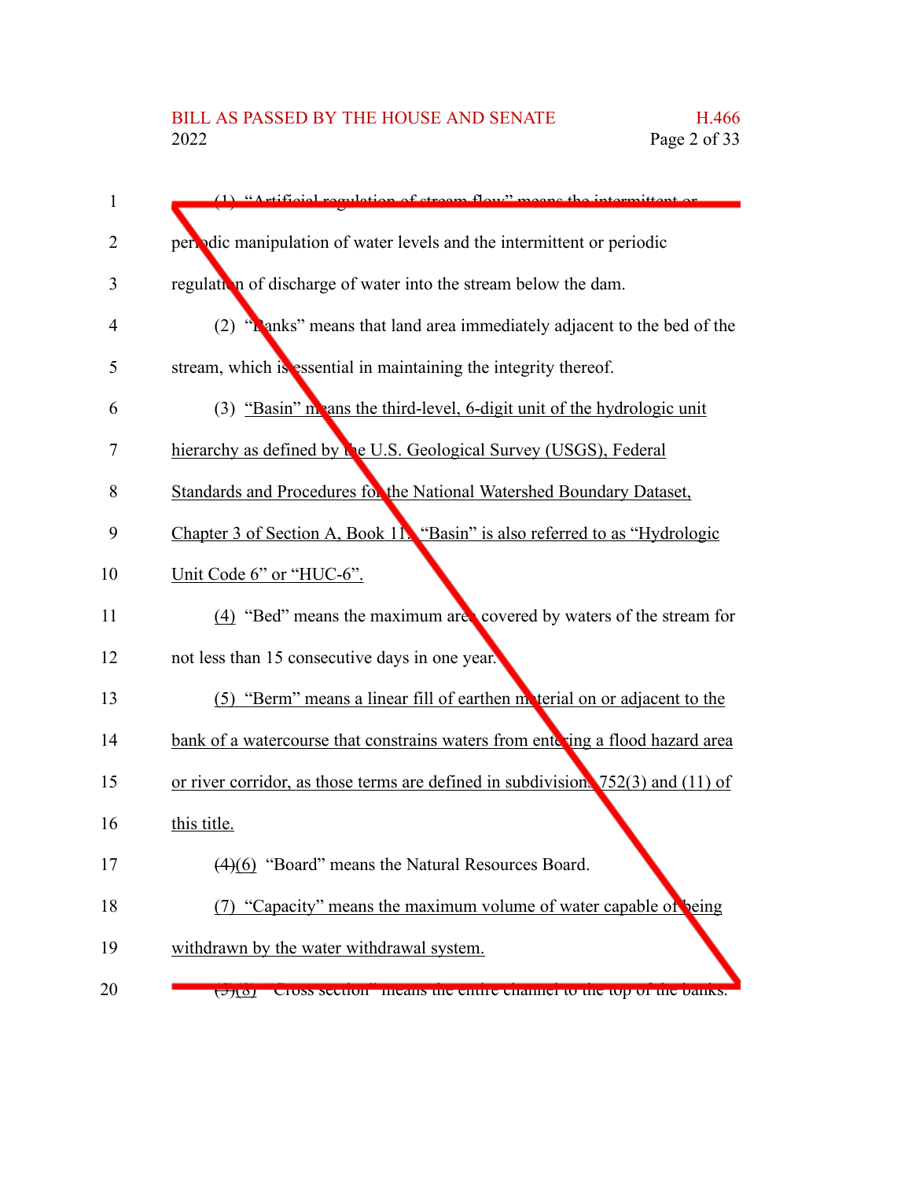(1) "Artificial regulation of stream flow" means the intermittent or periodic manipulation of water levels and the intermittent or periodic regulation of discharge of water into the stream below the dam.

(2) "Banks" means that land area immediately adjacent to the bed of the stream, which is essential in maintaining the integrity thereof.

(3) "Basin" means the third-level, 6-digit unit of the hydrologic unit hierarchy as defined by the U.S. Geological Survey (USGS), Federal Standards and Procedures for the National Watershed Boundary Dataset, Chapter 3 of Section A, Book 11. "Basin" is also referred to as "Hydrologic Unit Code 6" or "HUC-6".

(4) "Bed" means the maximum area covered by waters of the stream for not less than 15 consecutive days in one year.

(5) "Berm" means a linear fill of earthen material on or adjacent to the bank of a watercourse that constrains waters from entering a flood hazard area or river corridor, as those terms are defined in subdivisions 752(3) and (11) of this title.

~~(4)~~(6) "Board" means the Natural Resources Board.

(7) "Capacity" means the maximum volume of water capable of being withdrawn by the water withdrawal system.

~~(5)~~(8) "Cross section" means the entire channel to the top of the banks.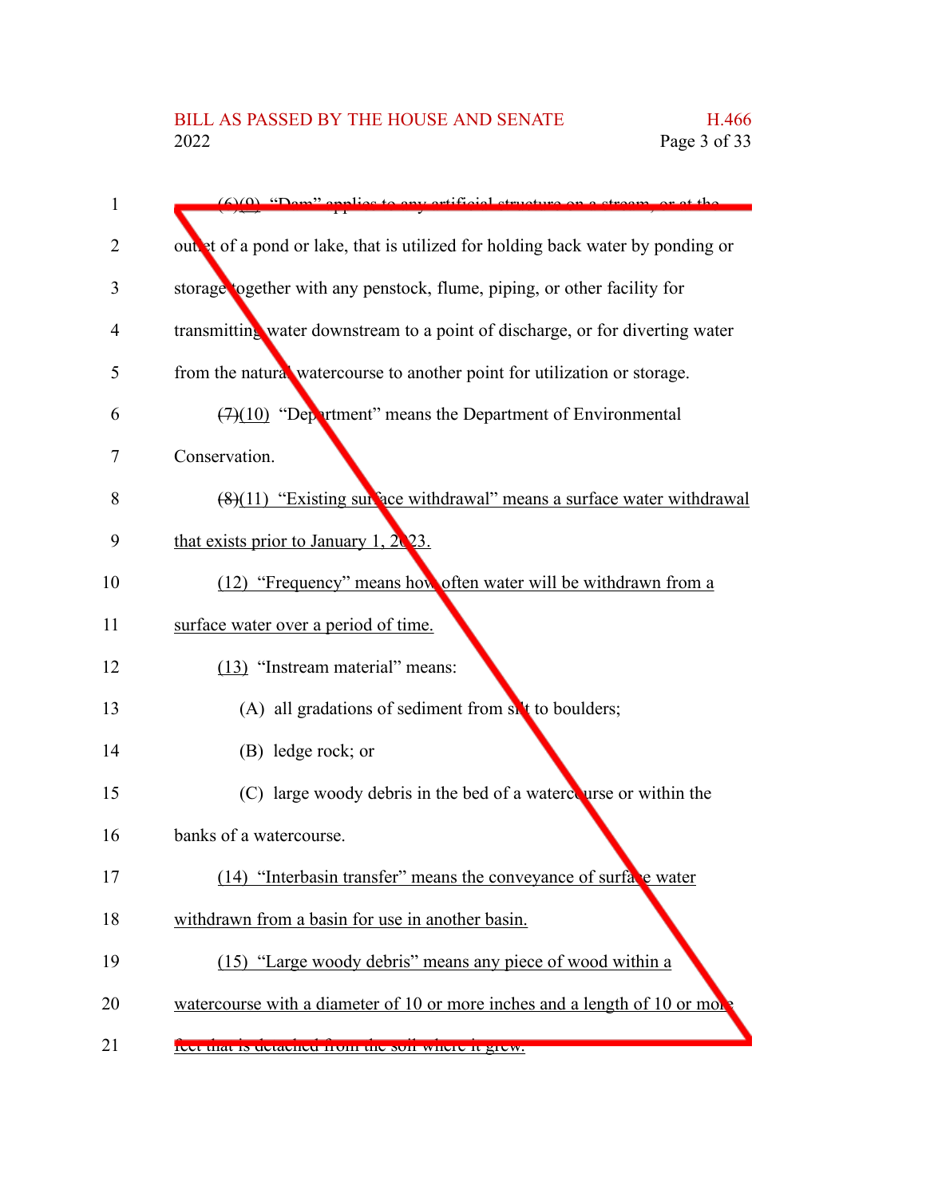(6)(9) "Dam" applies to any artificial structure on a stream, or at the outlet of a pond or lake, that is utilized for holding back water by ponding or storage together with any penstock, flume, piping, or other facility for transmitting water downstream to a point of discharge, or for diverting water from the natural watercourse to another point for utilization or storage.

(7)(10) "Department" means the Department of Environmental Conservation.

(8)(11) "Existing surface withdrawal" means a surface water withdrawal that exists prior to January 1, 2023.

(12) "Frequency" means how often water will be withdrawn from a surface water over a period of time.

(13) "Instream material" means:

(A) all gradations of sediment from silt to boulders;

(B) ledge rock; or

(C) large woody debris in the bed of a watercourse or within the banks of a watercourse.

(14) "Interbasin transfer" means the conveyance of surface water withdrawn from a basin for use in another basin.

(15) "Large woody debris" means any piece of wood within a watercourse with a diameter of 10 or more inches and a length of 10 or more feet that is detached from the soil where it grew.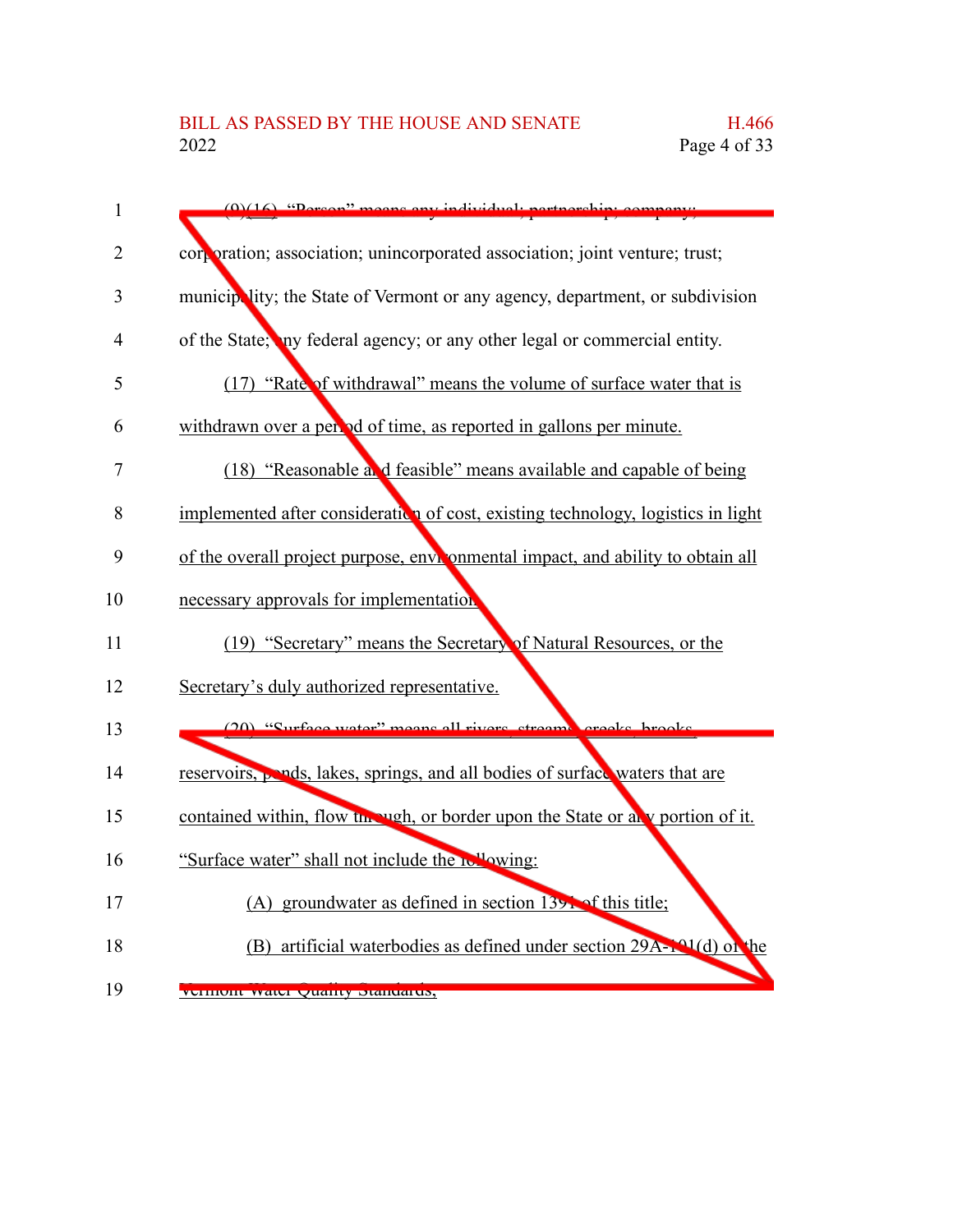(9)(16) "Person" means any individual; partnership; company; corporation; association; unincorporated association; joint venture; trust; municipality; the State of Vermont or any agency, department, or subdivision of the State; any federal agency; or any other legal or commercial entity.

(17) "Rate of withdrawal" means the volume of surface water that is withdrawn over a period of time, as reported in gallons per minute.

(18) "Reasonable and feasible" means available and capable of being implemented after consideration of cost, existing technology, logistics in light of the overall project purpose, environmental impact, and ability to obtain all necessary approvals for implementation.

(19) "Secretary" means the Secretary of Natural Resources, or the Secretary's duly authorized representative.

(20) "Surface water" means all rivers, streams, creeks, brooks, reservoirs, ponds, lakes, springs, and all bodies of surface waters that are contained within, flow through, or border upon the State or any portion of it. "Surface water" shall not include the following:

(A) groundwater as defined in section 1391 of this title;

(B) artificial waterbodies as defined under section 29A-101(d) of the Vermont Water Quality Standards;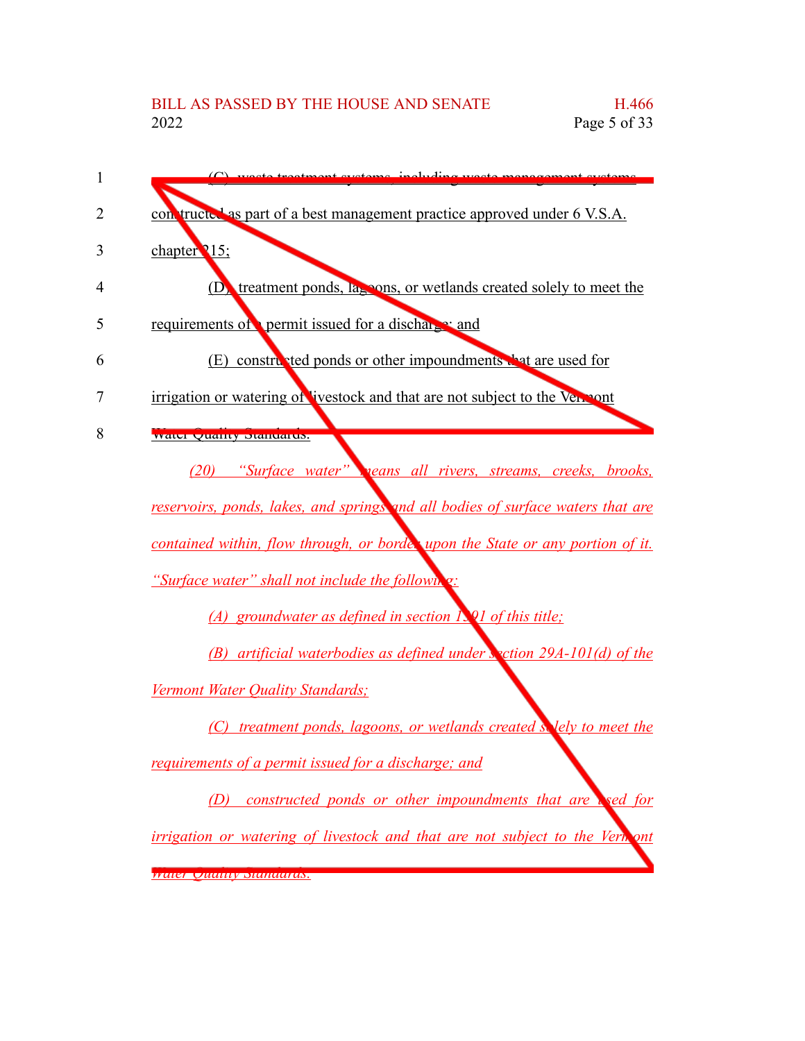(C) waste treatment systems, including waste management systems constructed as part of a best management practice approved under 6 V.S.A. chapter 215;

(D) treatment ponds, lagoons, or wetlands created solely to meet the requirements of a permit issued for a discharge; and

(E) constructed ponds or other impoundments that are used for irrigation or watering of livestock and that are not subject to the Vermont Water Quality Standards.

*(20) "Surface water" means all rivers, streams, creeks, brooks, reservoirs, ponds, lakes, and springs and all bodies of surface waters that are contained within, flow through, or border upon the State or any portion of it. "Surface water" shall not include the following:*

*(A) groundwater as defined in section 1391 of this title;*

*(B) artificial waterbodies as defined under section 29A-101(d) of the Vermont Water Quality Standards;*

*(C) treatment ponds, lagoons, or wetlands created solely to meet the requirements of a permit issued for a discharge; and*

*(D) constructed ponds or other impoundments that are used for irrigation or watering of livestock and that are not subject to the Vermont Water Quality Standards.*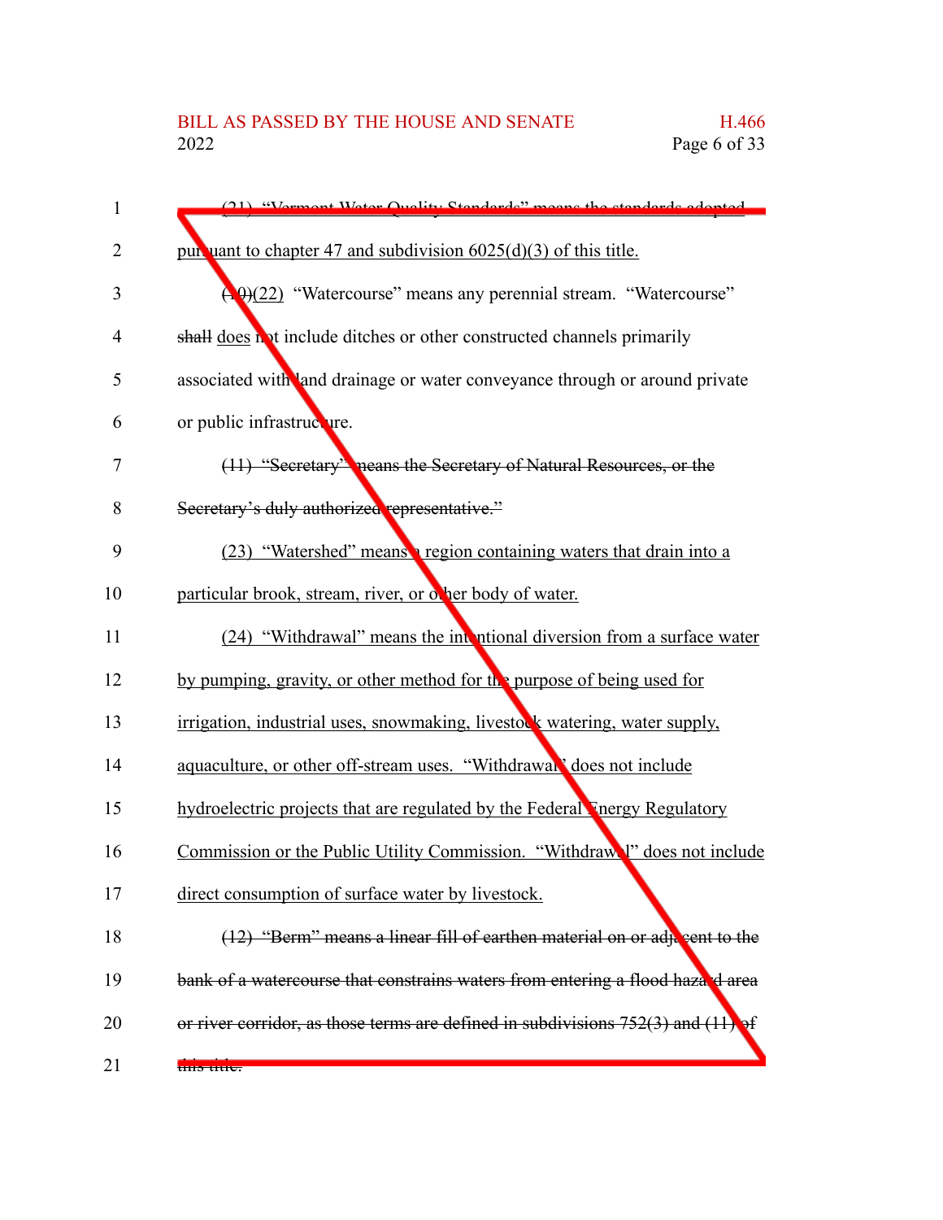(21) "Vermont Water Quality Standards" means the standards adopted pursuant to chapter 47 and subdivision 6025(d)(3) of this title.

~~(10)~~(22) "Watercourse" means any perennial stream. "Watercourse" ~~shall~~ does not include ditches or other constructed channels primarily associated with land drainage or water conveyance through or around private or public infrastructure.

~~(11) "Secretary" means the Secretary of Natural Resources, or the Secretary's duly authorized representative."~~

(23) "Watershed" means a region containing waters that drain into a particular brook, stream, river, or other body of water.

(24) "Withdrawal" means the intentional diversion from a surface water by pumping, gravity, or other method for the purpose of being used for irrigation, industrial uses, snowmaking, livestock watering, water supply, aquaculture, or other off-stream uses. "Withdrawal" does not include hydroelectric projects that are regulated by the Federal Energy Regulatory Commission or the Public Utility Commission. "Withdrawal" does not include direct consumption of surface water by livestock.

~~(12) "Berm" means a linear fill of earthen material on or adjacent to the bank of a watercourse that constrains waters from entering a flood hazard area or river corridor, as those terms are defined in subdivisions 752(3) and (11) of this title.~~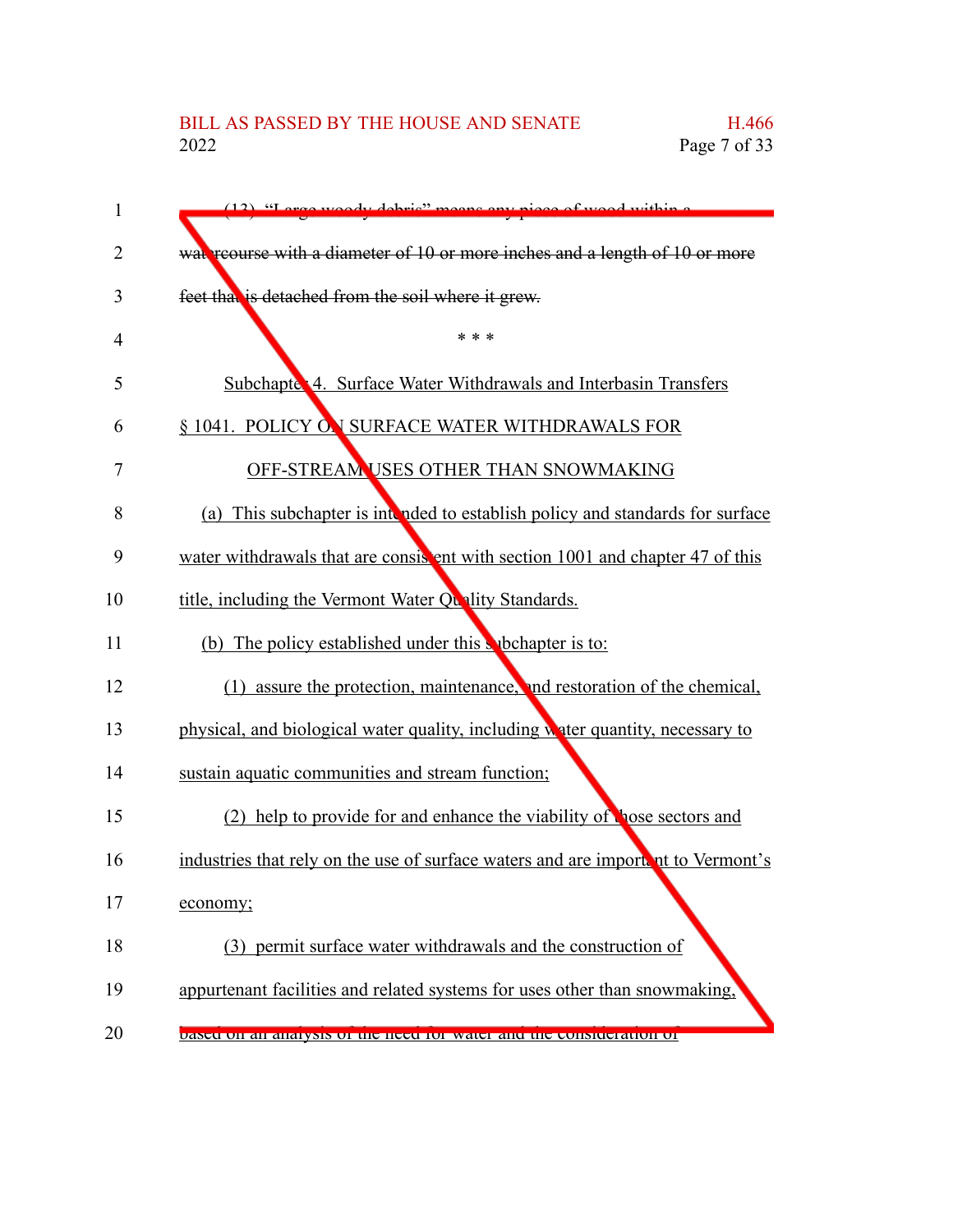(13) "Large woody debris" means any piece of wood within a watercourse with a diameter of 10 or more inches and a length of 10 or more feet that is detached from the soil where it grew.

\* \* \*

Subchapter 4. Surface Water Withdrawals and Interbasin Transfers

§ 1041. POLICY ON SURFACE WATER WITHDRAWALS FOR OFF-STREAM USES OTHER THAN SNOWMAKING

(a) This subchapter is intended to establish policy and standards for surface water withdrawals that are consistent with section 1001 and chapter 47 of this title, including the Vermont Water Quality Standards.

(b) The policy established under this subchapter is to:

(1) assure the protection, maintenance, and restoration of the chemical, physical, and biological water quality, including water quantity, necessary to sustain aquatic communities and stream function;

(2) help to provide for and enhance the viability of those sectors and industries that rely on the use of surface waters and are important to Vermont's economy;

(3) permit surface water withdrawals and the construction of appurtenant facilities and related systems for uses other than snowmaking, based on an analysis of the need for water and the consideration of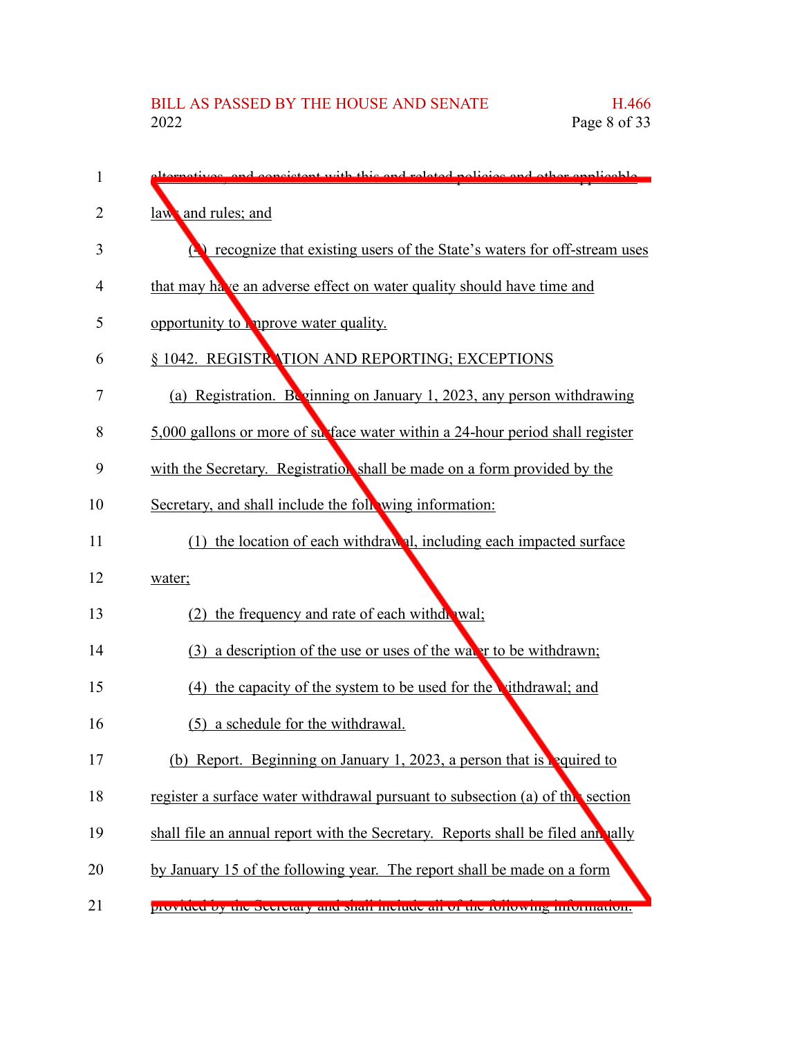alternatives, and consistent with this and related policies and other applicable laws and rules; and

(4) recognize that existing users of the State's waters for off-stream uses that may have an adverse effect on water quality should have time and opportunity to improve water quality.

§ 1042. REGISTRATION AND REPORTING; EXCEPTIONS

(a) Registration. Beginning on January 1, 2023, any person withdrawing 5,000 gallons or more of surface water within a 24-hour period shall register with the Secretary. Registration shall be made on a form provided by the Secretary, and shall include the following information:

(1) the location of each withdrawal, including each impacted surface water;

(2) the frequency and rate of each withdrawal;

(3) a description of the use or uses of the water to be withdrawn;

(4) the capacity of the system to be used for the withdrawal; and

(5) a schedule for the withdrawal.

(b) Report. Beginning on January 1, 2023, a person that is required to register a surface water withdrawal pursuant to subsection (a) of this section shall file an annual report with the Secretary. Reports shall be filed annually by January 15 of the following year. The report shall be made on a form provided by the Secretary and shall include all of the following information: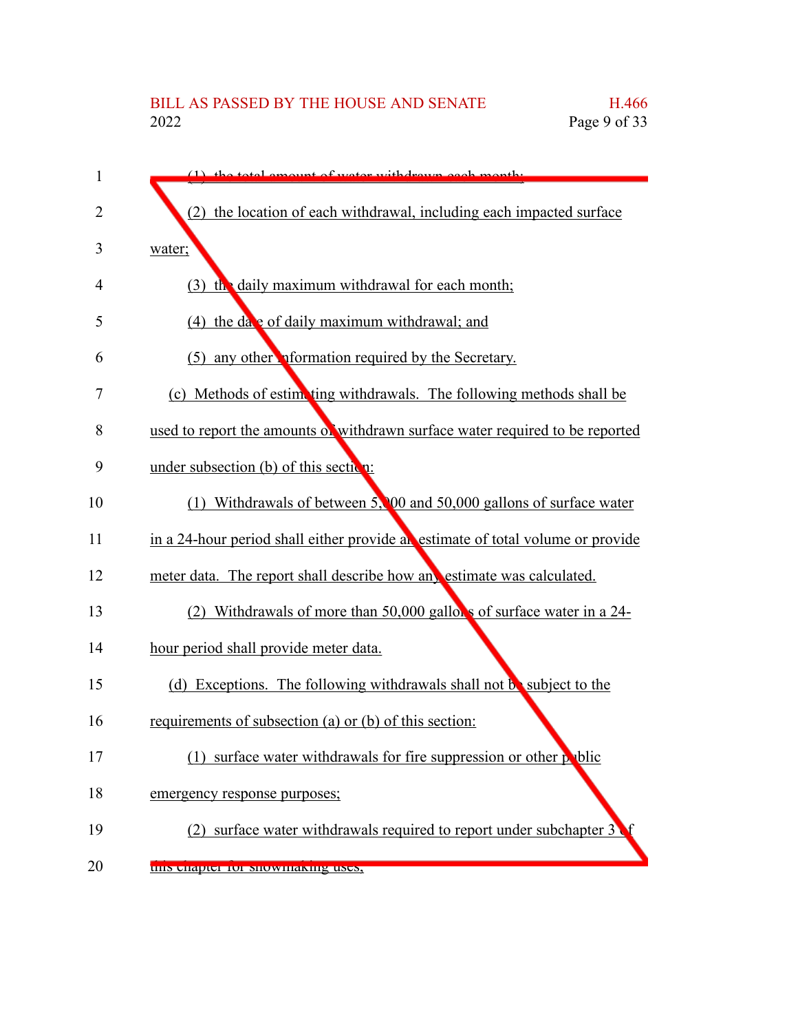(1) the total amount of water withdrawn each month;

(2) the location of each withdrawal, including each impacted surface water;

(3) the daily maximum withdrawal for each month;

(4) the date of daily maximum withdrawal; and

(5) any other information required by the Secretary.

(c) Methods of estimating withdrawals. The following methods shall be used to report the amounts of withdrawn surface water required to be reported under subsection (b) of this section:

(1) Withdrawals of between 5,000 and 50,000 gallons of surface water in a 24-hour period shall either provide an estimate of total volume or provide meter data. The report shall describe how any estimate was calculated.

(2) Withdrawals of more than 50,000 gallons of surface water in a 24-hour period shall provide meter data.

(d) Exceptions. The following withdrawals shall not be subject to the requirements of subsection (a) or (b) of this section:

(1) surface water withdrawals for fire suppression or other public emergency response purposes;

(2) surface water withdrawals required to report under subchapter 3 of this chapter for snowmaking uses;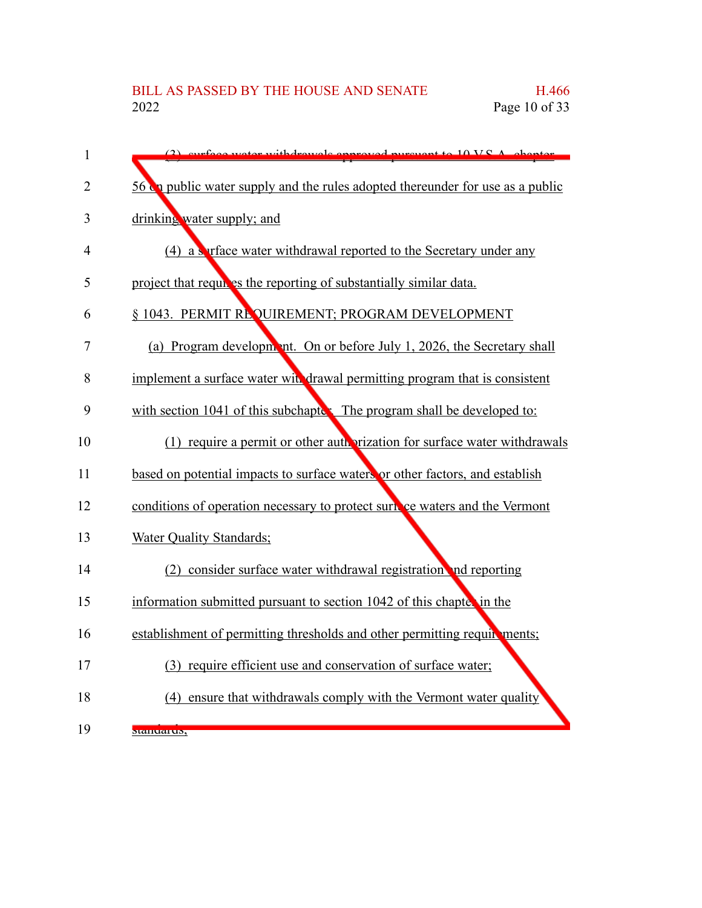(3) surface water withdrawals approved pursuant to 10 V.S.A. chapter 56 on public water supply and the rules adopted thereunder for use as a public drinking water supply; and

(4) a surface water withdrawal reported to the Secretary under any project that requires the reporting of substantially similar data.

§ 1043. PERMIT REQUIREMENT; PROGRAM DEVELOPMENT

(a) Program development. On or before July 1, 2026, the Secretary shall implement a surface water withdrawal permitting program that is consistent with section 1041 of this subchapter. The program shall be developed to:

(1) require a permit or other authorization for surface water withdrawals based on potential impacts to surface waters or other factors, and establish conditions of operation necessary to protect surface waters and the Vermont Water Quality Standards;

(2) consider surface water withdrawal registration and reporting information submitted pursuant to section 1042 of this chapter in the establishment of permitting thresholds and other permitting requirements;

(3) require efficient use and conservation of surface water;

(4) ensure that withdrawals comply with the Vermont water quality standards;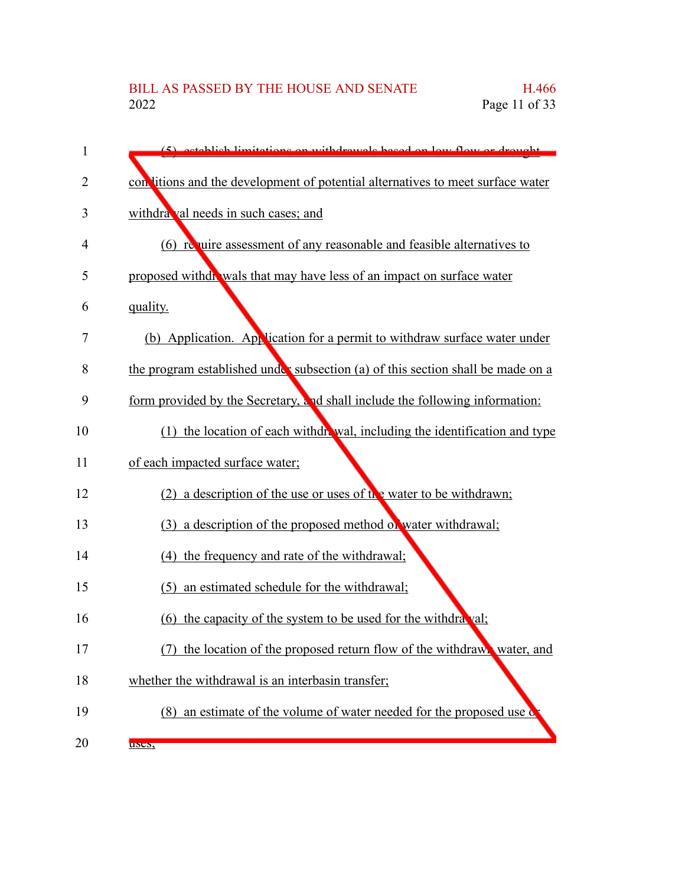(5) establish limitations on withdrawals based on low flow or drought conditions and the development of potential alternatives to meet surface water withdrawal needs in such cases; and

(6) require assessment of any reasonable and feasible alternatives to proposed withdrawals that may have less of an impact on surface water quality.

(b) Application. Application for a permit to withdraw surface water under the program established under subsection (a) of this section shall be made on a form provided by the Secretary, and shall include the following information:

(1) the location of each withdrawal, including the identification and type of each impacted surface water;

(2) a description of the use or uses of the water to be withdrawn;

(3) a description of the proposed method of water withdrawal;

(4) the frequency and rate of the withdrawal;

(5) an estimated schedule for the withdrawal;

(6) the capacity of the system to be used for the withdrawal;

(7) the location of the proposed return flow of the withdrawn water, and whether the withdrawal is an interbasin transfer;

(8) an estimate of the volume of water needed for the proposed use or uses;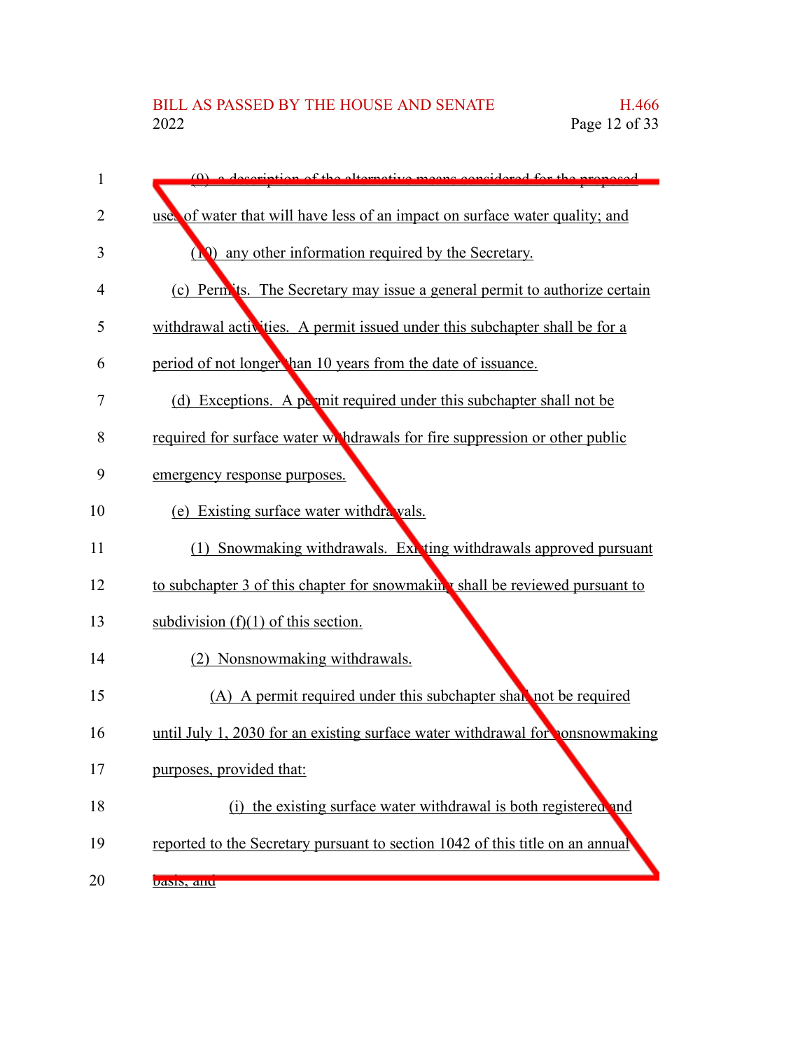(9) a description of the alternative means considered for the proposed use of water that will have less of an impact on surface water quality; and

(10) any other information required by the Secretary.

(c) Permits. The Secretary may issue a general permit to authorize certain withdrawal activities. A permit issued under this subchapter shall be for a period of not longer than 10 years from the date of issuance.

(d) Exceptions. A permit required under this subchapter shall not be required for surface water withdrawals for fire suppression or other public emergency response purposes.

(e) Existing surface water withdrawals.

(1) Snowmaking withdrawals. Existing withdrawals approved pursuant to subchapter 3 of this chapter for snowmaking shall be reviewed pursuant to subdivision (f)(1) of this section.

(2) Nonsnowmaking withdrawals.

(A) A permit required under this subchapter shall not be required until July 1, 2030 for an existing surface water withdrawal for nonsnowmaking purposes, provided that:

(i) the existing surface water withdrawal is both registered and reported to the Secretary pursuant to section 1042 of this title on an annual basis; and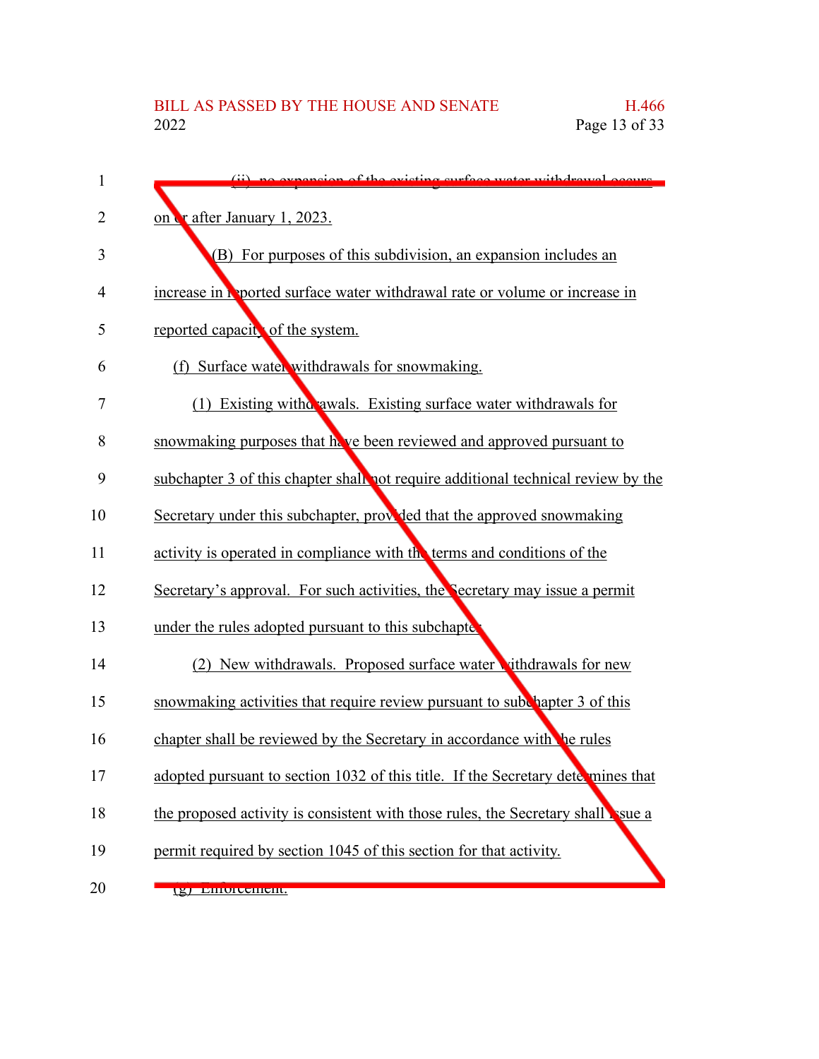(ii) no expansion of the existing surface water withdrawal occurs on or after January 1, 2023.

(B) For purposes of this subdivision, an expansion includes an increase in reported surface water withdrawal rate or volume or increase in reported capacity of the system.

(f) Surface water withdrawals for snowmaking.

(1) Existing withdrawals. Existing surface water withdrawals for snowmaking purposes that have been reviewed and approved pursuant to subchapter 3 of this chapter shall not require additional technical review by the Secretary under this subchapter, provided that the approved snowmaking activity is operated in compliance with the terms and conditions of the Secretary's approval. For such activities, the Secretary may issue a permit under the rules adopted pursuant to this subchapter.

(2) New withdrawals. Proposed surface water withdrawals for new snowmaking activities that require review pursuant to subchapter 3 of this chapter shall be reviewed by the Secretary in accordance with the rules adopted pursuant to section 1032 of this title. If the Secretary determines that the proposed activity is consistent with those rules, the Secretary shall issue a permit required by section 1045 of this section for that activity.

(g) Enforcement.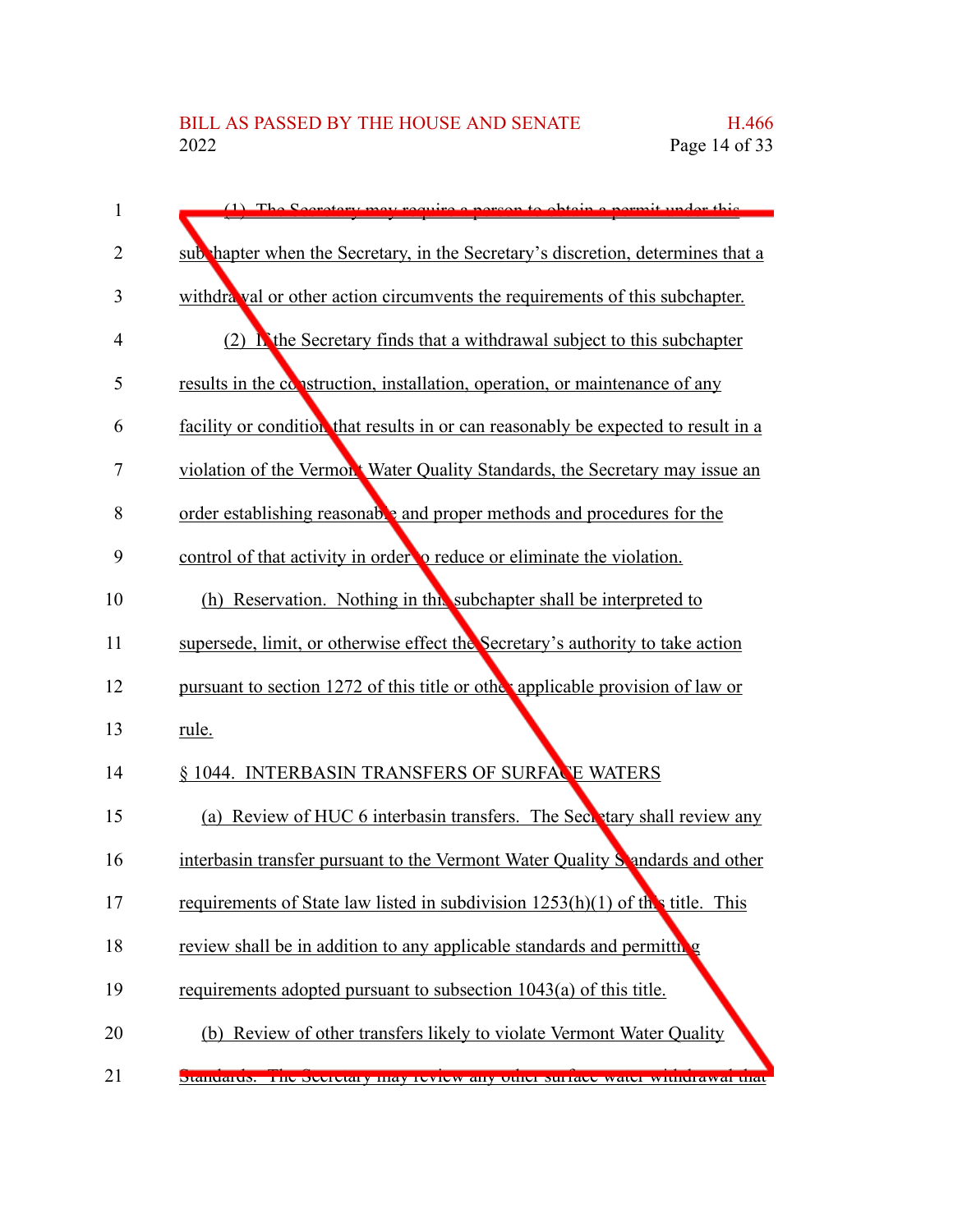(1) The Secretary may require a person to obtain a permit under this subchapter when the Secretary, in the Secretary's discretion, determines that a withdrawal or other action circumvents the requirements of this subchapter.

(2) If the Secretary finds that a withdrawal subject to this subchapter results in the construction, installation, operation, or maintenance of any facility or condition that results in or can reasonably be expected to result in a violation of the Vermont Water Quality Standards, the Secretary may issue an order establishing reasonable and proper methods and procedures for the control of that activity in order to reduce or eliminate the violation.

(h) Reservation. Nothing in this subchapter shall be interpreted to supersede, limit, or otherwise effect the Secretary's authority to take action pursuant to section 1272 of this title or other applicable provision of law or rule.

§ 1044. INTERBASIN TRANSFERS OF SURFACE WATERS

(a) Review of HUC 6 interbasin transfers. The Secretary shall review any interbasin transfer pursuant to the Vermont Water Quality Standards and other requirements of State law listed in subdivision 1253(h)(1) of this title. This review shall be in addition to any applicable standards and permitting requirements adopted pursuant to subsection 1043(a) of this title.

(b) Review of other transfers likely to violate Vermont Water Quality Standards. The Secretary may review any other surface water withdrawal that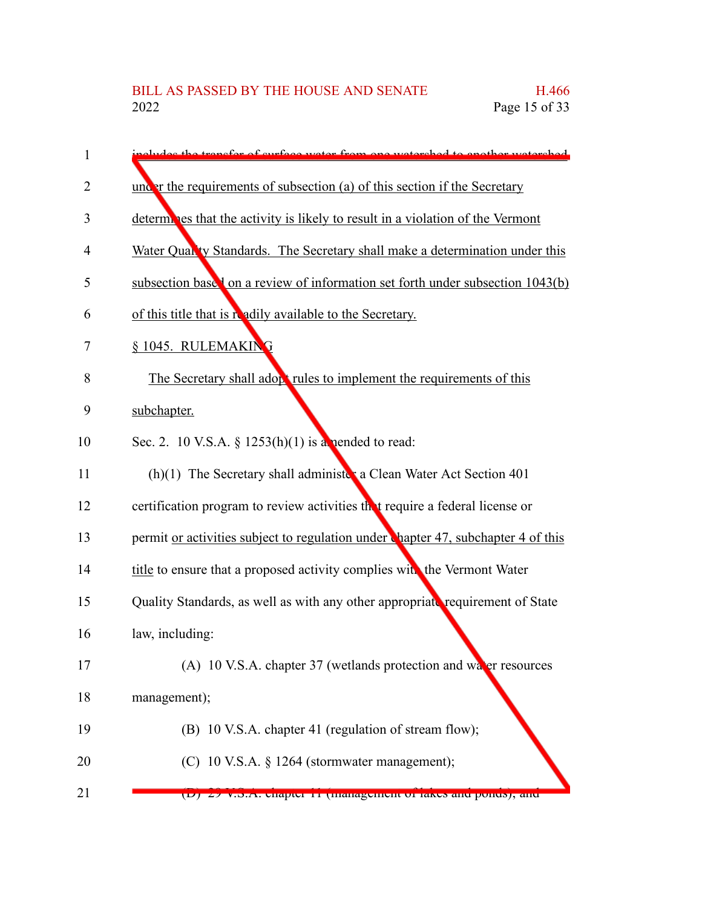includes the transfer of surface water from one watershed to another watershed under the requirements of subsection (a) of this section if the Secretary determines that the activity is likely to result in a violation of the Vermont Water Quality Standards. The Secretary shall make a determination under this subsection based on a review of information set forth under subsection 1043(b) of this title that is readily available to the Secretary.

§ 1045. RULEMAKING

The Secretary shall adopt rules to implement the requirements of this subchapter.

Sec. 2. 10 V.S.A. § 1253(h)(1) is amended to read:

(h)(1) The Secretary shall administer a Clean Water Act Section 401 certification program to review activities that require a federal license or permit or activities subject to regulation under chapter 47, subchapter 4 of this title to ensure that a proposed activity complies with the Vermont Water Quality Standards, as well as with any other appropriate requirement of State law, including:

(A) 10 V.S.A. chapter 37 (wetlands protection and water resources management);

(B) 10 V.S.A. chapter 41 (regulation of stream flow);

(C) 10 V.S.A. § 1264 (stormwater management);

(D) 29 V.S.A. chapter 11 (management of lakes and ponds); and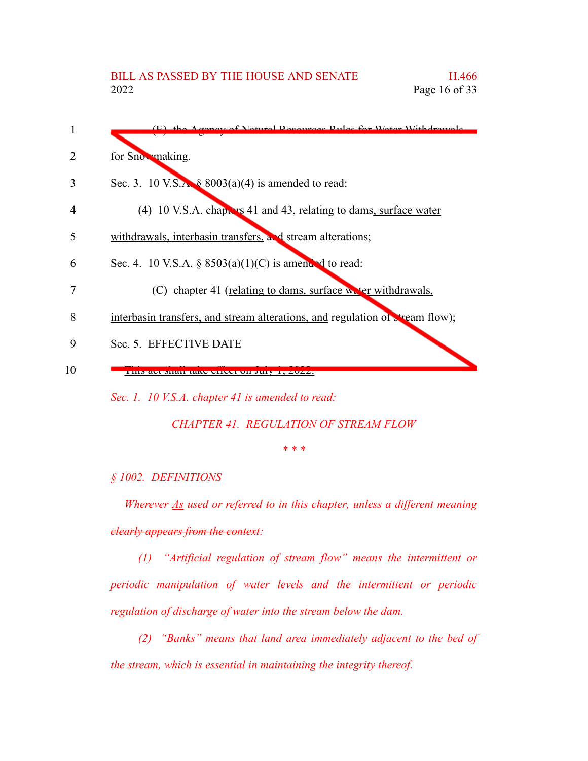(E) the Agency of Natural Resources Rules for Water Withdrawals for Snowmaking.

Sec. 3. 10 V.S.A. § 8003(a)(4) is amended to read:

(4) 10 V.S.A. chapters 41 and 43, relating to dams, surface water withdrawals, interbasin transfers, and stream alterations;

Sec. 4. 10 V.S.A. § 8503(a)(1)(C) is amended to read:

(C) chapter 41 (relating to dams, surface water withdrawals, interbasin transfers, and stream alterations, and regulation of stream flow);

Sec. 5. EFFECTIVE DATE

This act shall take effect on July 1, 2022.

*Sec. 1. 10 V.S.A. chapter 41 is amended to read:*

*CHAPTER 41. REGULATION OF STREAM FLOW*

*\* \* \**

*§ 1002. DEFINITIONS*

*~~Wherever~~ As used ~~or referred to~~ in this chapter~~, unless a different meaning clearly appears from the context~~:*

*(1) "Artificial regulation of stream flow" means the intermittent or periodic manipulation of water levels and the intermittent or periodic regulation of discharge of water into the stream below the dam.*

*(2) "Banks" means that land area immediately adjacent to the bed of the stream, which is essential in maintaining the integrity thereof.*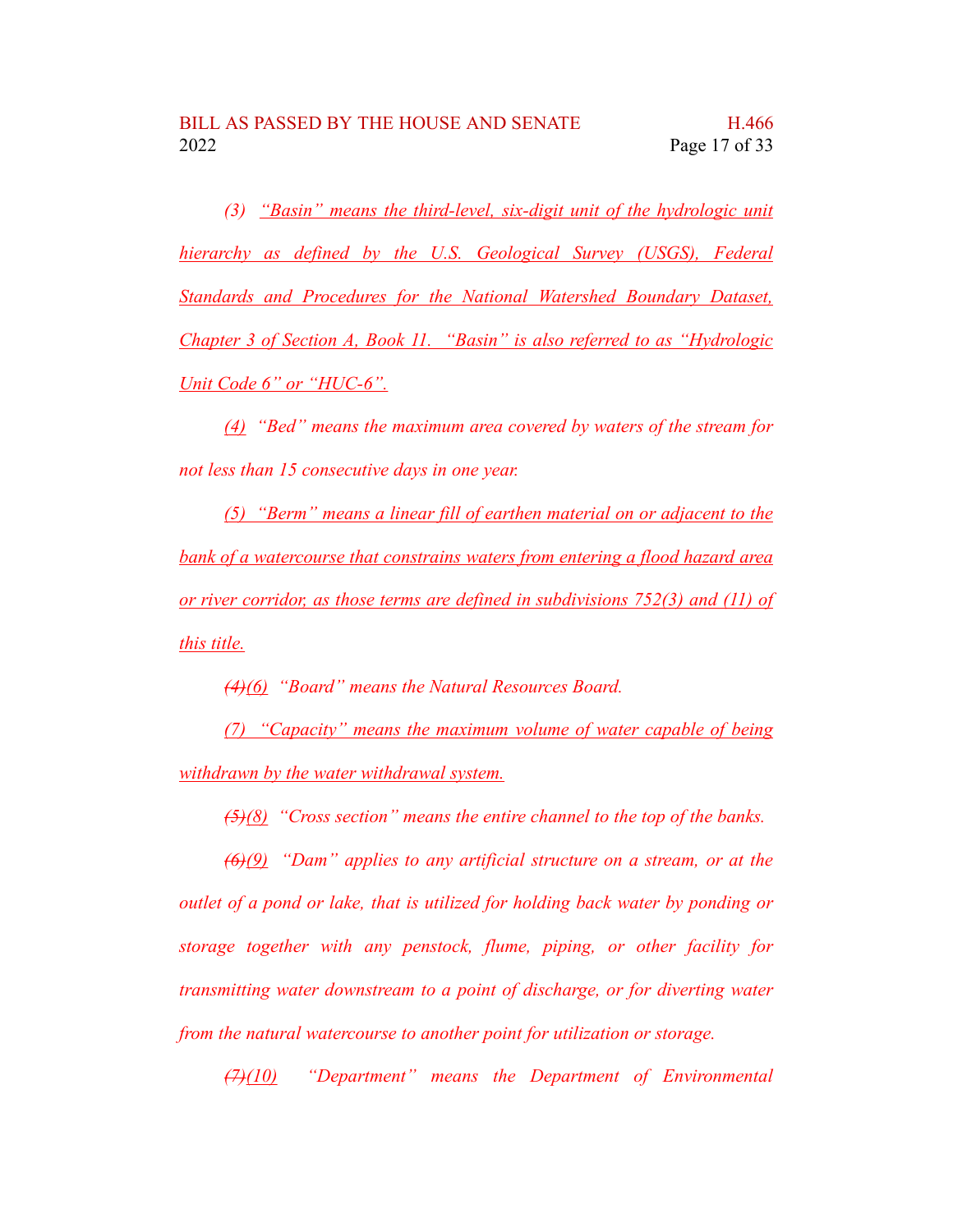*(3) "Basin" means the third-level, six-digit unit of the hydrologic unit hierarchy as defined by the U.S. Geological Survey (USGS), Federal Standards and Procedures for the National Watershed Boundary Dataset, Chapter 3 of Section A, Book 11. "Basin" is also referred to as "Hydrologic Unit Code 6" or "HUC-6".*

*(4) "Bed" means the maximum area covered by waters of the stream for not less than 15 consecutive days in one year.*

*(5) "Berm" means a linear fill of earthen material on or adjacent to the bank of a watercourse that constrains waters from entering a flood hazard area or river corridor, as those terms are defined in subdivisions 752(3) and (11) of this title.*

*~~(4)~~(6) "Board" means the Natural Resources Board.*

*(7) "Capacity" means the maximum volume of water capable of being withdrawn by the water withdrawal system.*

*~~(5)~~(8) "Cross section" means the entire channel to the top of the banks.*

*~~(6)~~(9) "Dam" applies to any artificial structure on a stream, or at the outlet of a pond or lake, that is utilized for holding back water by ponding or storage together with any penstock, flume, piping, or other facility for transmitting water downstream to a point of discharge, or for diverting water from the natural watercourse to another point for utilization or storage.*

*~~(7)~~(10) "Department" means the Department of Environmental*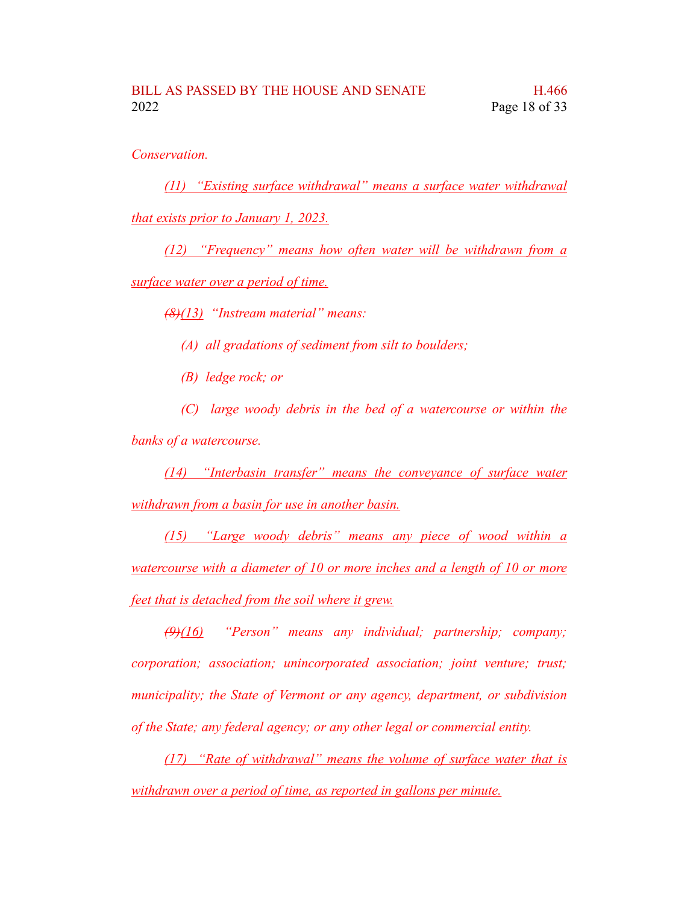*Conservation.*

*(11) "Existing surface withdrawal" means a surface water withdrawal that exists prior to January 1, 2023.*

*(12) "Frequency" means how often water will be withdrawn from a surface water over a period of time.*

*~~(8)~~(13) "Instream material" means:*

*(A) all gradations of sediment from silt to boulders;*

*(B) ledge rock; or*

*(C) large woody debris in the bed of a watercourse or within the banks of a watercourse.*

*(14) "Interbasin transfer" means the conveyance of surface water withdrawn from a basin for use in another basin.*

*(15) "Large woody debris" means any piece of wood within a watercourse with a diameter of 10 or more inches and a length of 10 or more feet that is detached from the soil where it grew.*

*~~(9)~~(16) "Person" means any individual; partnership; company; corporation; association; unincorporated association; joint venture; trust; municipality; the State of Vermont or any agency, department, or subdivision of the State; any federal agency; or any other legal or commercial entity.*

*(17) "Rate of withdrawal" means the volume of surface water that is withdrawn over a period of time, as reported in gallons per minute.*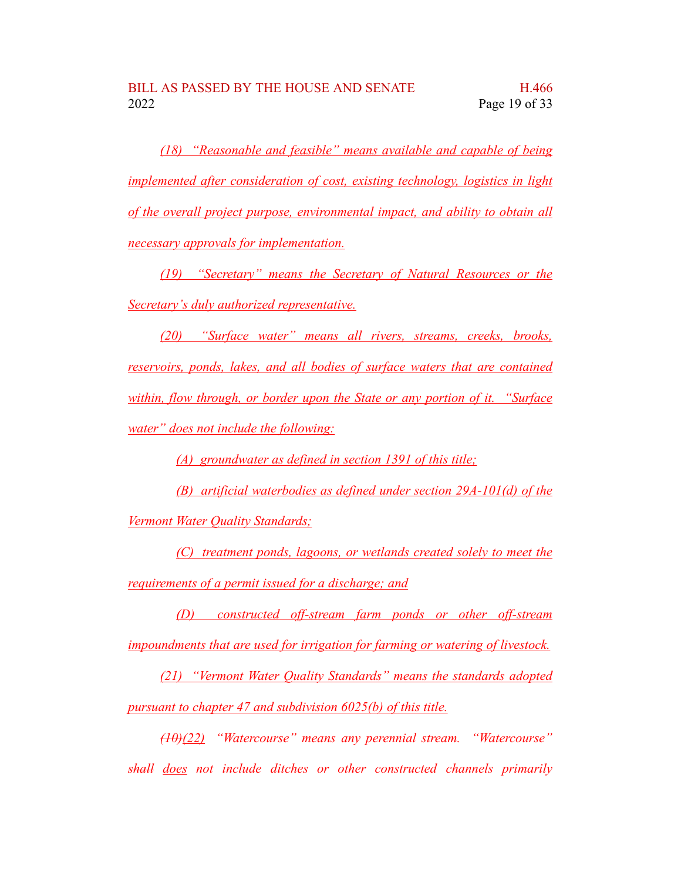(18) "Reasonable and feasible" means available and capable of being implemented after consideration of cost, existing technology, logistics in light of the overall project purpose, environmental impact, and ability to obtain all necessary approvals for implementation.

(19) "Secretary" means the Secretary of Natural Resources or the Secretary's duly authorized representative.

(20) "Surface water" means all rivers, streams, creeks, brooks, reservoirs, ponds, lakes, and all bodies of surface waters that are contained within, flow through, or border upon the State or any portion of it. "Surface water" does not include the following:

(A) groundwater as defined in section 1391 of this title;

(B) artificial waterbodies as defined under section 29A-101(d) of the Vermont Water Quality Standards;

(C) treatment ponds, lagoons, or wetlands created solely to meet the requirements of a permit issued for a discharge; and

(D) constructed off-stream farm ponds or other off-stream impoundments that are used for irrigation for farming or watering of livestock.

(21) "Vermont Water Quality Standards" means the standards adopted pursuant to chapter 47 and subdivision 6025(b) of this title.

~~(10)~~(22) "Watercourse" means any perennial stream. "Watercourse" ~~shall~~ does not include ditches or other constructed channels primarily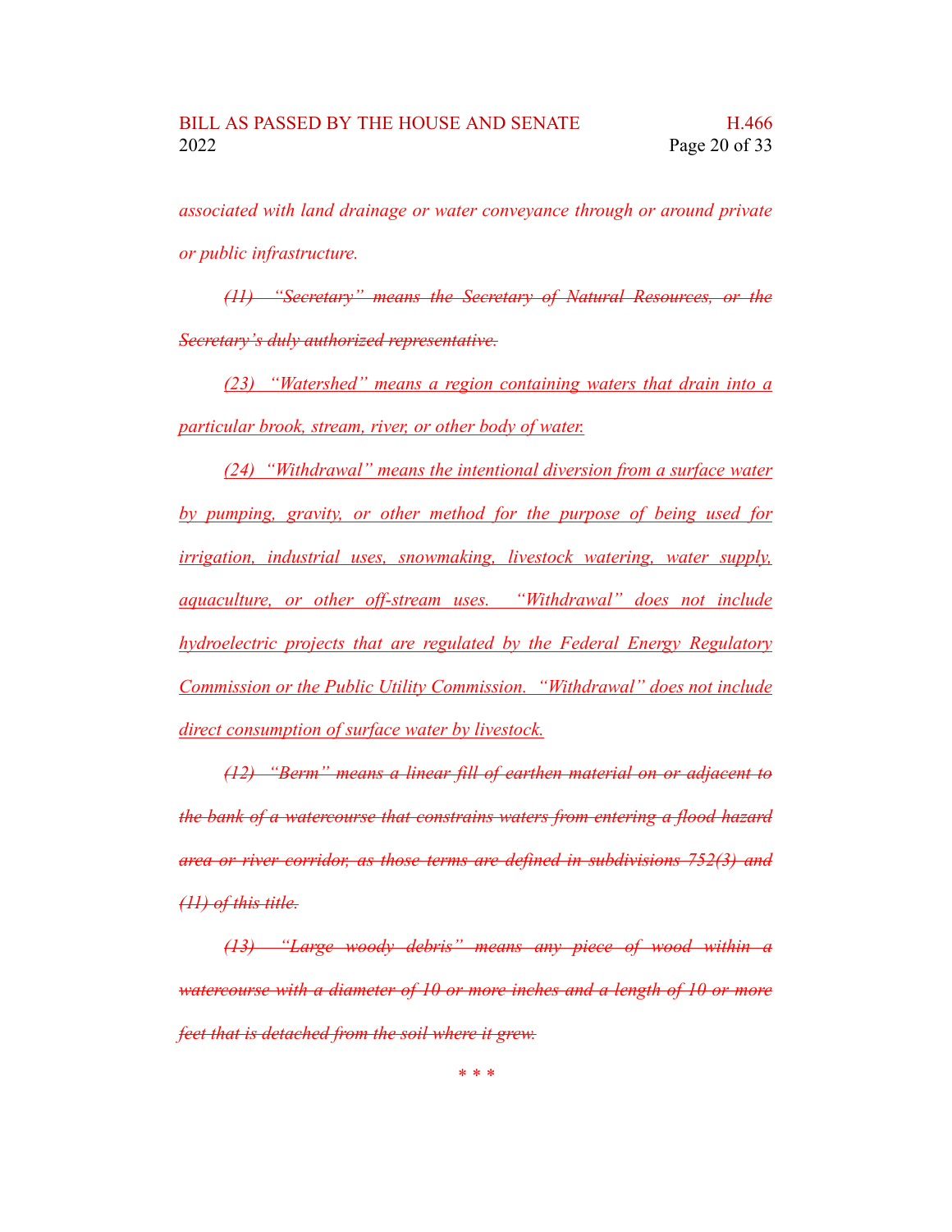*associated with land drainage or water conveyance through or around private or public infrastructure.*

~~*(11) "Secretary" means the Secretary of Natural Resources, or the Secretary's duly authorized representative.*~~

<u>*(23) "Watershed" means a region containing waters that drain into a particular brook, stream, river, or other body of water.*</u>

<u>*(24) "Withdrawal" means the intentional diversion from a surface water by pumping, gravity, or other method for the purpose of being used for irrigation, industrial uses, snowmaking, livestock watering, water supply, aquaculture, or other off-stream uses. "Withdrawal" does not include hydroelectric projects that are regulated by the Federal Energy Regulatory Commission or the Public Utility Commission. "Withdrawal" does not include direct consumption of surface water by livestock.*</u>

~~*(12) "Berm" means a linear fill of earthen material on or adjacent to the bank of a watercourse that constrains waters from entering a flood hazard area or river corridor, as those terms are defined in subdivisions 752(3) and (11) of this title.*~~

~~*(13) "Large woody debris" means any piece of wood within a watercourse with a diameter of 10 or more inches and a length of 10 or more feet that is detached from the soil where it grew.*~~

\* \* \*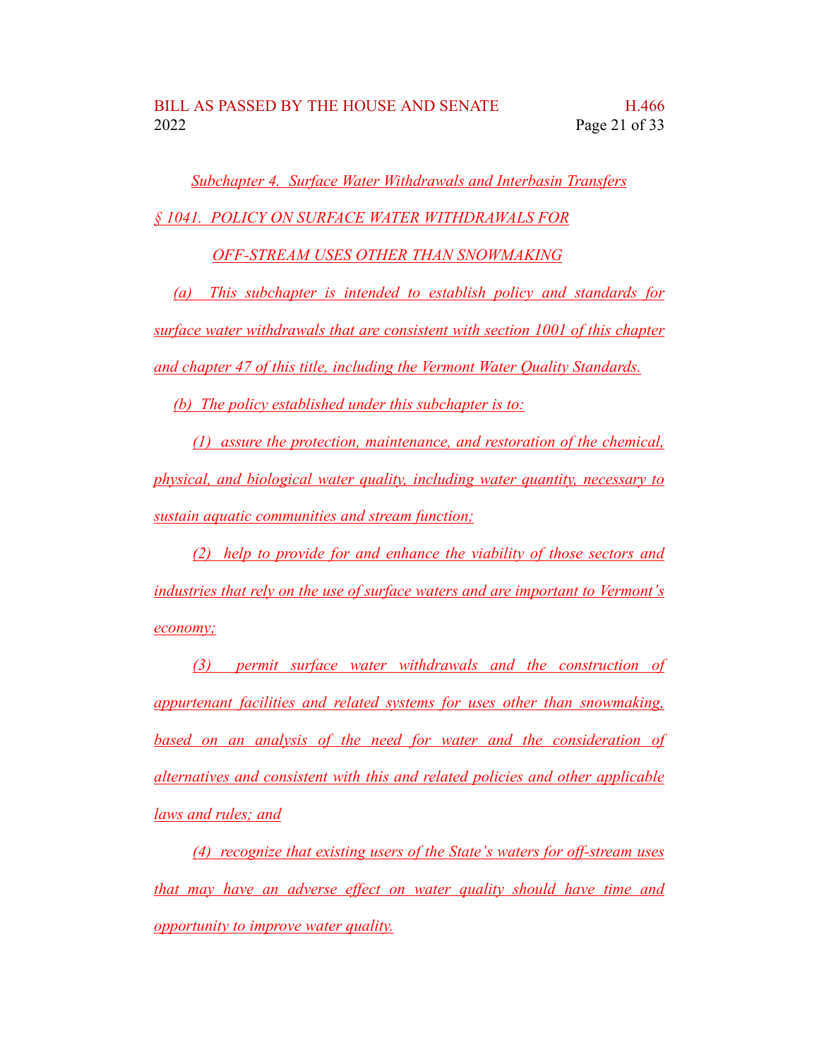*Subchapter 4. Surface Water Withdrawals and Interbasin Transfers*

*§ 1041. POLICY ON SURFACE WATER WITHDRAWALS FOR OFF-STREAM USES OTHER THAN SNOWMAKING*

*(a) This subchapter is intended to establish policy and standards for surface water withdrawals that are consistent with section 1001 of this chapter and chapter 47 of this title, including the Vermont Water Quality Standards.*

*(b) The policy established under this subchapter is to:*

*(1) assure the protection, maintenance, and restoration of the chemical, physical, and biological water quality, including water quantity, necessary to sustain aquatic communities and stream function;*

*(2) help to provide for and enhance the viability of those sectors and industries that rely on the use of surface waters and are important to Vermont's economy;*

*(3) permit surface water withdrawals and the construction of appurtenant facilities and related systems for uses other than snowmaking, based on an analysis of the need for water and the consideration of alternatives and consistent with this and related policies and other applicable laws and rules; and*

*(4) recognize that existing users of the State's waters for off-stream uses that may have an adverse effect on water quality should have time and opportunity to improve water quality.*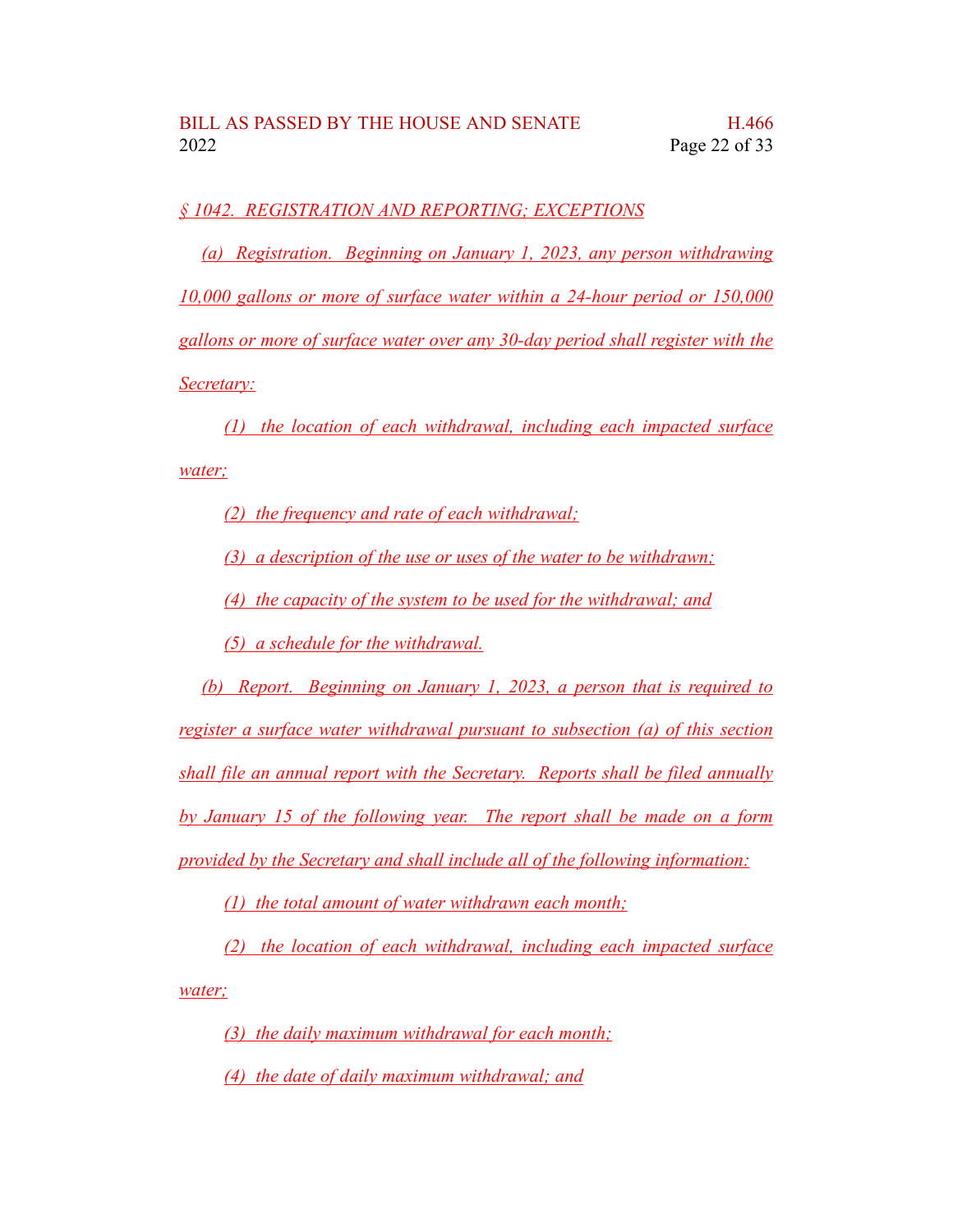§ 1042. REGISTRATION AND REPORTING; EXCEPTIONS

(a) Registration. Beginning on January 1, 2023, any person withdrawing 10,000 gallons or more of surface water within a 24-hour period or 150,000 gallons or more of surface water over any 30-day period shall register with the Secretary:

(1) the location of each withdrawal, including each impacted surface water;

(2) the frequency and rate of each withdrawal;

(3) a description of the use or uses of the water to be withdrawn;

(4) the capacity of the system to be used for the withdrawal; and

(5) a schedule for the withdrawal.

(b) Report. Beginning on January 1, 2023, a person that is required to register a surface water withdrawal pursuant to subsection (a) of this section shall file an annual report with the Secretary. Reports shall be filed annually by January 15 of the following year. The report shall be made on a form provided by the Secretary and shall include all of the following information:

(1) the total amount of water withdrawn each month;

(2) the location of each withdrawal, including each impacted surface water;

(3) the daily maximum withdrawal for each month;

(4) the date of daily maximum withdrawal; and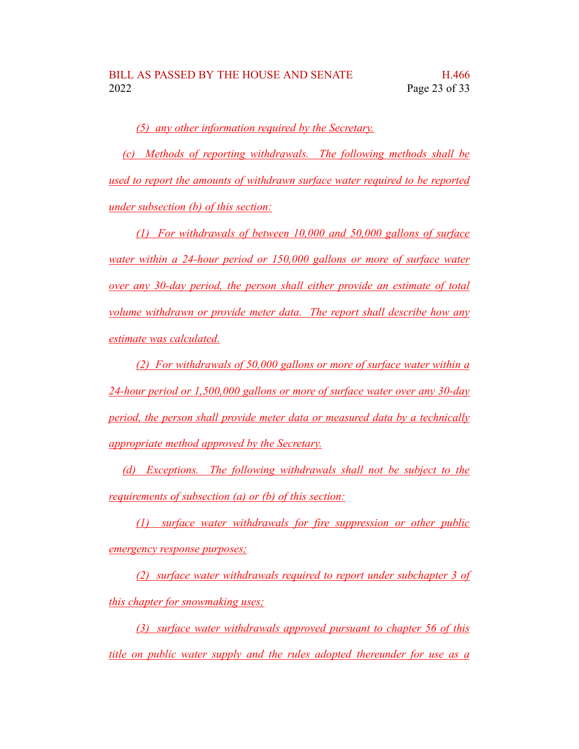(5) any other information required by the Secretary.

(c) Methods of reporting withdrawals. The following methods shall be used to report the amounts of withdrawn surface water required to be reported under subsection (b) of this section:

(1) For withdrawals of between 10,000 and 50,000 gallons of surface water within a 24-hour period or 150,000 gallons or more of surface water over any 30-day period, the person shall either provide an estimate of total volume withdrawn or provide meter data. The report shall describe how any estimate was calculated.

(2) For withdrawals of 50,000 gallons or more of surface water within a 24-hour period or 1,500,000 gallons or more of surface water over any 30-day period, the person shall provide meter data or measured data by a technically appropriate method approved by the Secretary.

(d) Exceptions. The following withdrawals shall not be subject to the requirements of subsection (a) or (b) of this section:

(1) surface water withdrawals for fire suppression or other public emergency response purposes;

(2) surface water withdrawals required to report under subchapter 3 of this chapter for snowmaking uses;

(3) surface water withdrawals approved pursuant to chapter 56 of this title on public water supply and the rules adopted thereunder for use as a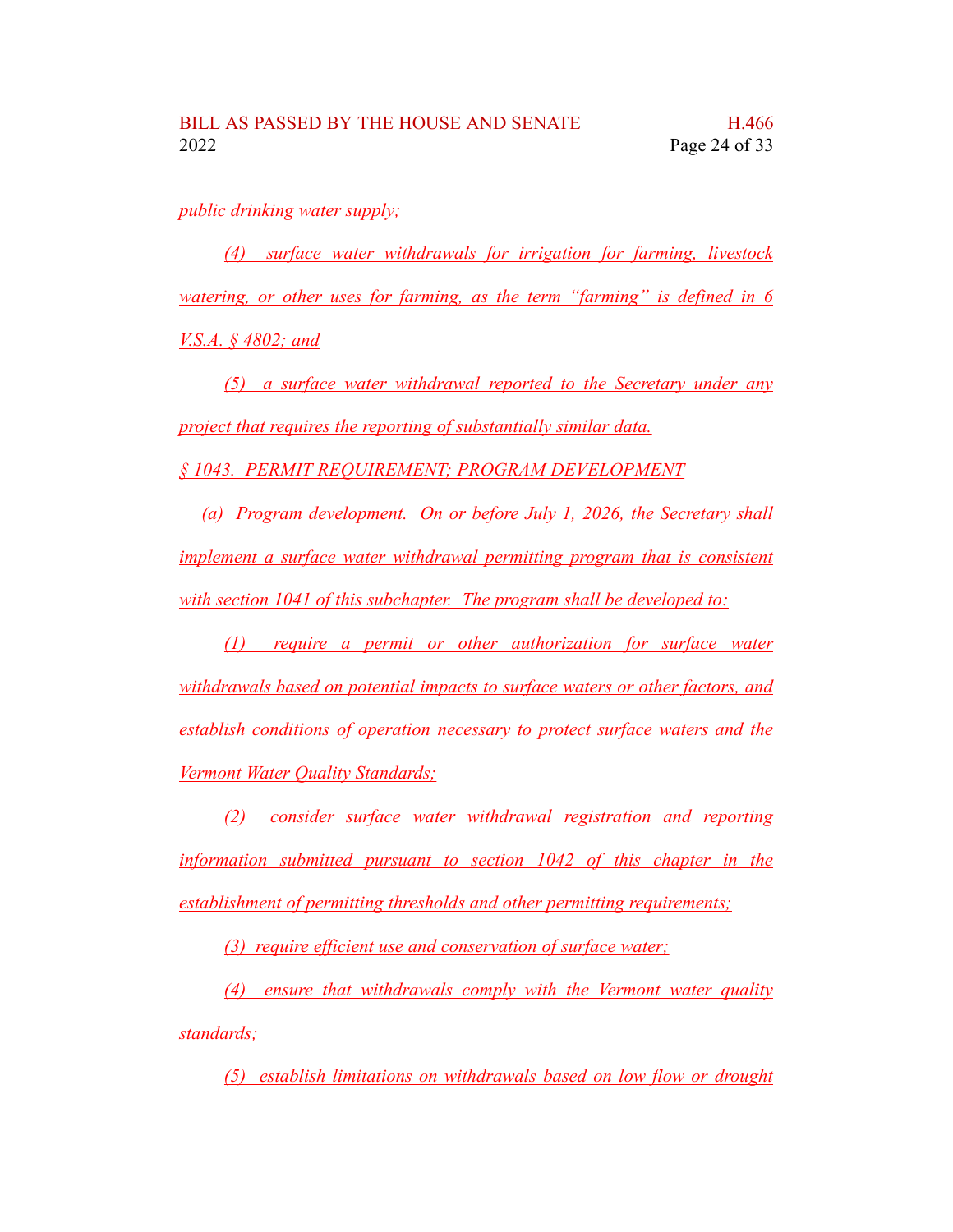public drinking water supply;

(4) surface water withdrawals for irrigation for farming, livestock watering, or other uses for farming, as the term "farming" is defined in 6 V.S.A. § 4802; and

(5) a surface water withdrawal reported to the Secretary under any project that requires the reporting of substantially similar data.

§ 1043. PERMIT REQUIREMENT; PROGRAM DEVELOPMENT

(a) Program development. On or before July 1, 2026, the Secretary shall implement a surface water withdrawal permitting program that is consistent with section 1041 of this subchapter. The program shall be developed to:

(1) require a permit or other authorization for surface water withdrawals based on potential impacts to surface waters or other factors, and establish conditions of operation necessary to protect surface waters and the Vermont Water Quality Standards;

(2) consider surface water withdrawal registration and reporting information submitted pursuant to section 1042 of this chapter in the establishment of permitting thresholds and other permitting requirements;

(3) require efficient use and conservation of surface water;

(4) ensure that withdrawals comply with the Vermont water quality standards;

(5) establish limitations on withdrawals based on low flow or drought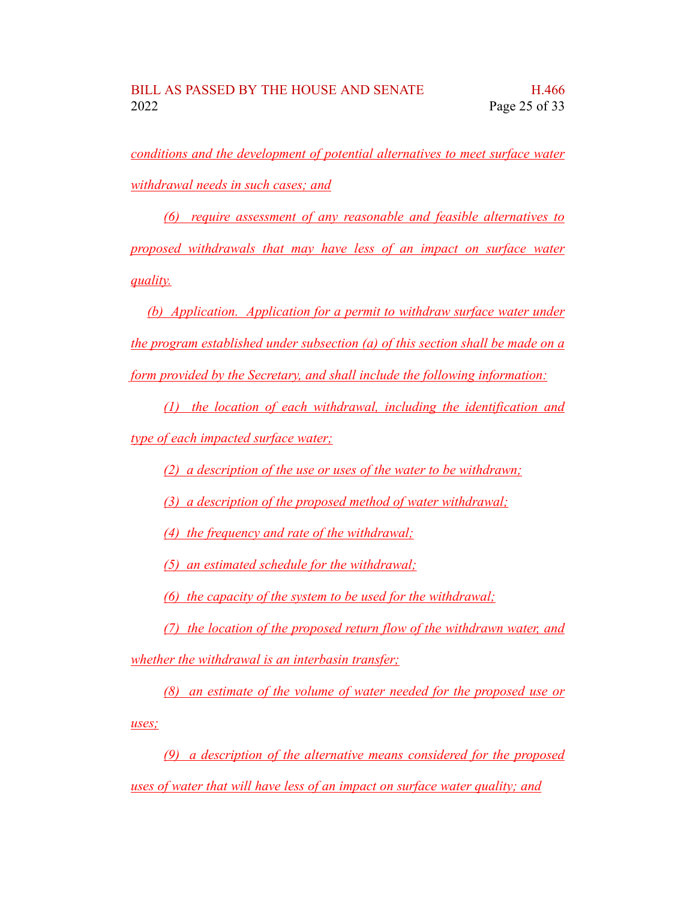*conditions and the development of potential alternatives to meet surface water withdrawal needs in such cases; and*

*(6) require assessment of any reasonable and feasible alternatives to proposed withdrawals that may have less of an impact on surface water quality.*

*(b) Application. Application for a permit to withdraw surface water under the program established under subsection (a) of this section shall be made on a form provided by the Secretary, and shall include the following information:*

*(1) the location of each withdrawal, including the identification and type of each impacted surface water;*

*(2) a description of the use or uses of the water to be withdrawn;*

*(3) a description of the proposed method of water withdrawal;*

*(4) the frequency and rate of the withdrawal;*

*(5) an estimated schedule for the withdrawal;*

*(6) the capacity of the system to be used for the withdrawal;*

*(7) the location of the proposed return flow of the withdrawn water, and whether the withdrawal is an interbasin transfer;*

*(8) an estimate of the volume of water needed for the proposed use or uses;*

*(9) a description of the alternative means considered for the proposed uses of water that will have less of an impact on surface water quality; and*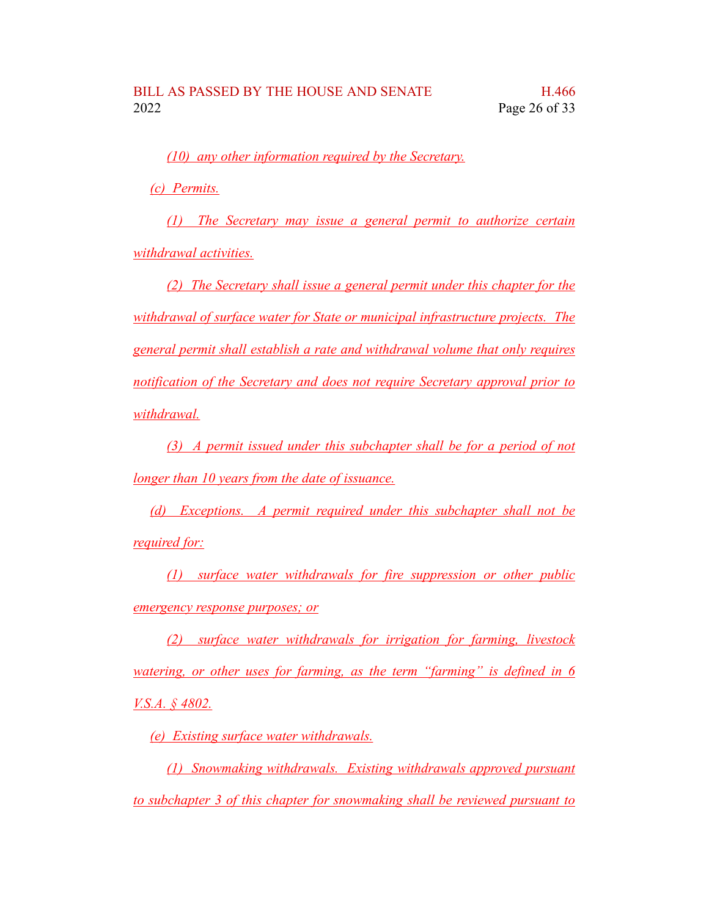(10) any other information required by the Secretary.

(c) Permits.

(1) The Secretary may issue a general permit to authorize certain withdrawal activities.

(2) The Secretary shall issue a general permit under this chapter for the withdrawal of surface water for State or municipal infrastructure projects. The general permit shall establish a rate and withdrawal volume that only requires notification of the Secretary and does not require Secretary approval prior to withdrawal.

(3) A permit issued under this subchapter shall be for a period of not longer than 10 years from the date of issuance.

(d) Exceptions. A permit required under this subchapter shall not be required for:

(1) surface water withdrawals for fire suppression or other public emergency response purposes; or

(2) surface water withdrawals for irrigation for farming, livestock watering, or other uses for farming, as the term "farming" is defined in 6 V.S.A. § 4802.

(e) Existing surface water withdrawals.

(1) Snowmaking withdrawals. Existing withdrawals approved pursuant to subchapter 3 of this chapter for snowmaking shall be reviewed pursuant to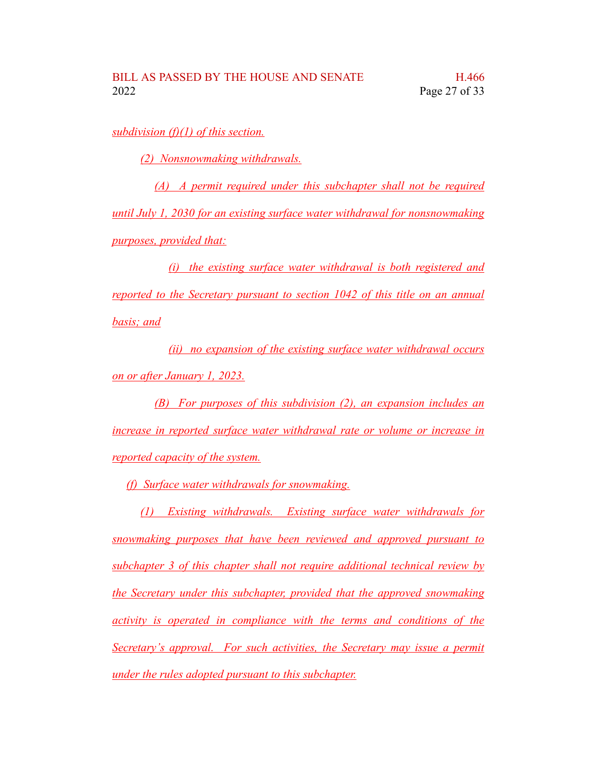subdivision (f)(1) of this section.

(2) Nonsnowmaking withdrawals.

(A) A permit required under this subchapter shall not be required until July 1, 2030 for an existing surface water withdrawal for nonsnowmaking purposes, provided that:

(i) the existing surface water withdrawal is both registered and reported to the Secretary pursuant to section 1042 of this title on an annual basis; and

(ii) no expansion of the existing surface water withdrawal occurs on or after January 1, 2023.

(B) For purposes of this subdivision (2), an expansion includes an increase in reported surface water withdrawal rate or volume or increase in reported capacity of the system.

(f) Surface water withdrawals for snowmaking.

(1) Existing withdrawals. Existing surface water withdrawals for snowmaking purposes that have been reviewed and approved pursuant to subchapter 3 of this chapter shall not require additional technical review by the Secretary under this subchapter, provided that the approved snowmaking activity is operated in compliance with the terms and conditions of the Secretary's approval. For such activities, the Secretary may issue a permit under the rules adopted pursuant to this subchapter.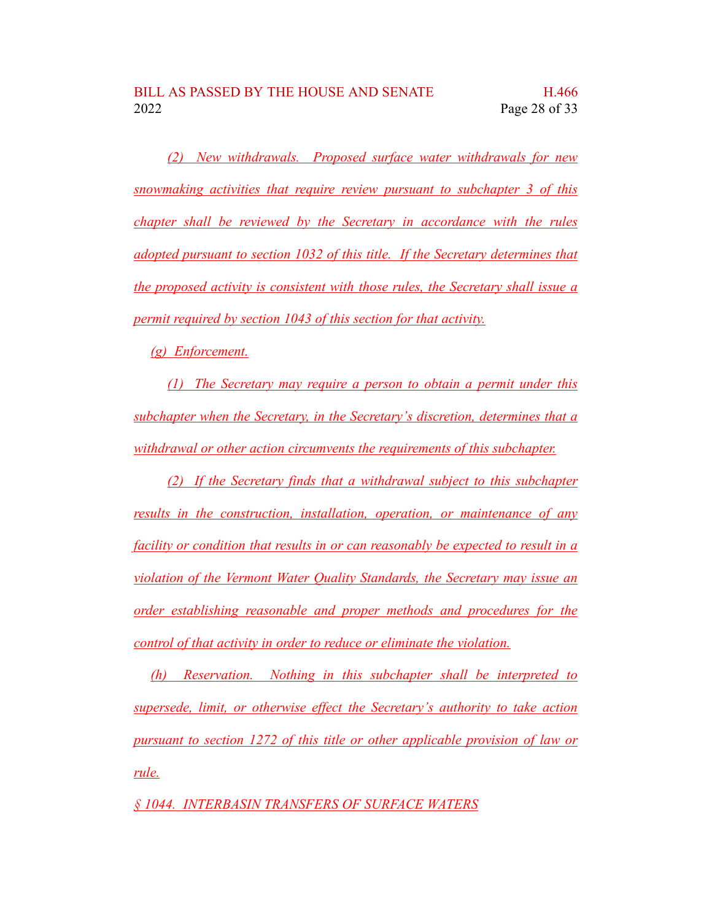(2) New withdrawals. Proposed surface water withdrawals for new snowmaking activities that require review pursuant to subchapter 3 of this chapter shall be reviewed by the Secretary in accordance with the rules adopted pursuant to section 1032 of this title. If the Secretary determines that the proposed activity is consistent with those rules, the Secretary shall issue a permit required by section 1043 of this section for that activity.

(g) Enforcement.

(1) The Secretary may require a person to obtain a permit under this subchapter when the Secretary, in the Secretary's discretion, determines that a withdrawal or other action circumvents the requirements of this subchapter.

(2) If the Secretary finds that a withdrawal subject to this subchapter results in the construction, installation, operation, or maintenance of any facility or condition that results in or can reasonably be expected to result in a violation of the Vermont Water Quality Standards, the Secretary may issue an order establishing reasonable and proper methods and procedures for the control of that activity in order to reduce or eliminate the violation.

(h) Reservation. Nothing in this subchapter shall be interpreted to supersede, limit, or otherwise effect the Secretary's authority to take action pursuant to section 1272 of this title or other applicable provision of law or rule.

§ 1044. INTERBASIN TRANSFERS OF SURFACE WATERS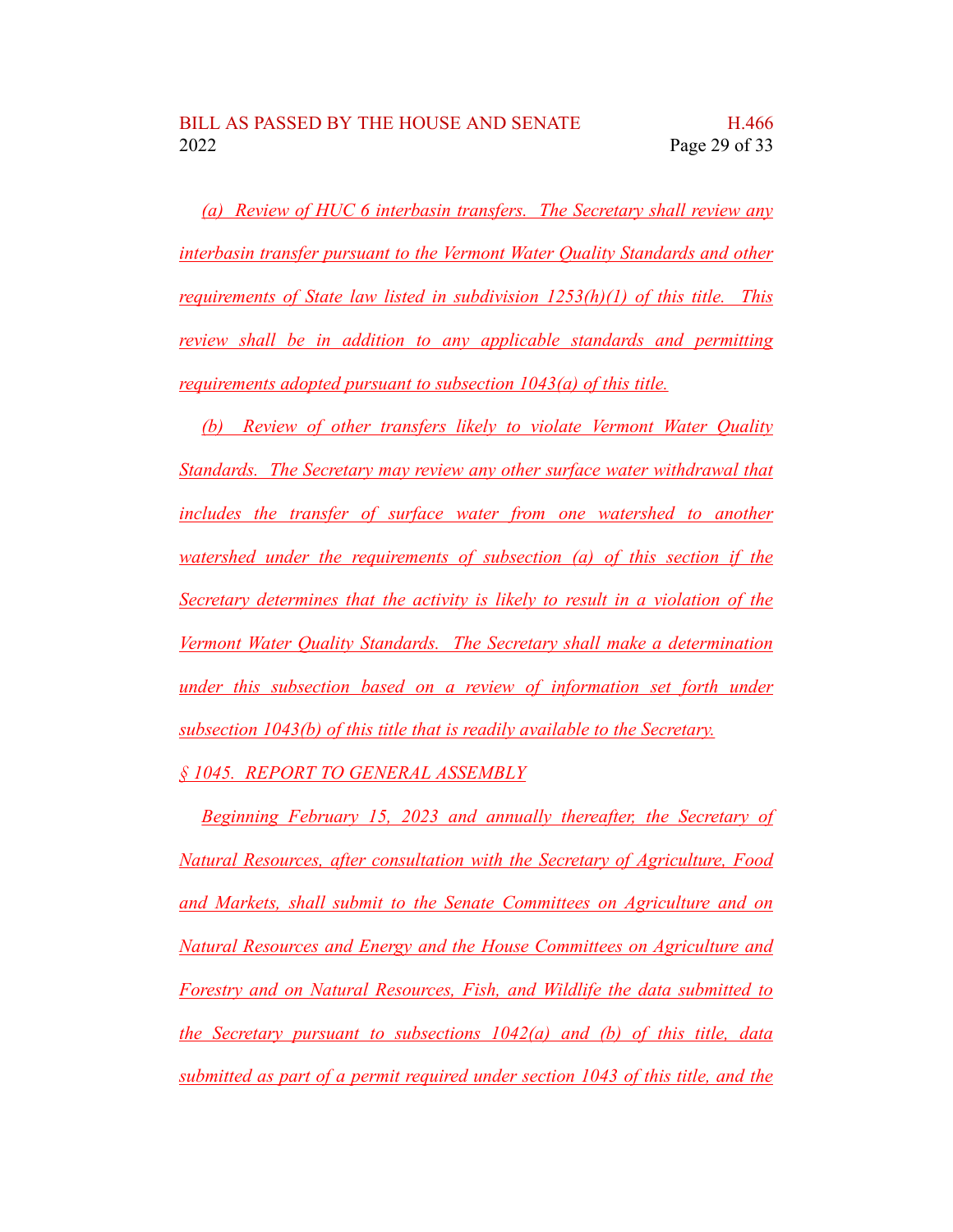(a) Review of HUC 6 interbasin transfers. The Secretary shall review any interbasin transfer pursuant to the Vermont Water Quality Standards and other requirements of State law listed in subdivision 1253(h)(1) of this title. This review shall be in addition to any applicable standards and permitting requirements adopted pursuant to subsection 1043(a) of this title.

(b) Review of other transfers likely to violate Vermont Water Quality Standards. The Secretary may review any other surface water withdrawal that includes the transfer of surface water from one watershed to another watershed under the requirements of subsection (a) of this section if the Secretary determines that the activity is likely to result in a violation of the Vermont Water Quality Standards. The Secretary shall make a determination under this subsection based on a review of information set forth under subsection 1043(b) of this title that is readily available to the Secretary.

§ 1045. REPORT TO GENERAL ASSEMBLY

Beginning February 15, 2023 and annually thereafter, the Secretary of Natural Resources, after consultation with the Secretary of Agriculture, Food and Markets, shall submit to the Senate Committees on Agriculture and on Natural Resources and Energy and the House Committees on Agriculture and Forestry and on Natural Resources, Fish, and Wildlife the data submitted to the Secretary pursuant to subsections 1042(a) and (b) of this title, data submitted as part of a permit required under section 1043 of this title, and the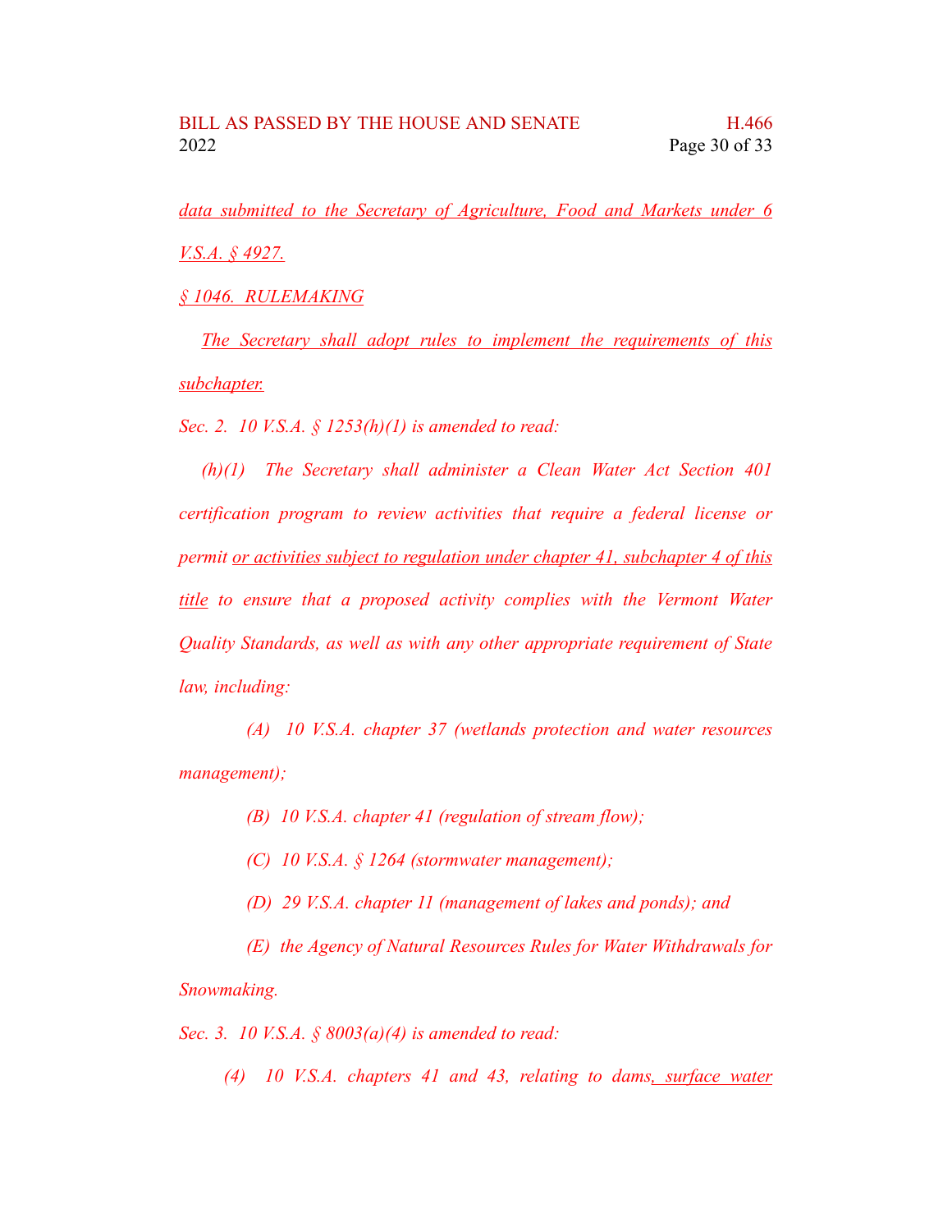data submitted to the Secretary of Agriculture, Food and Markets under 6 V.S.A. § 4927.

§ 1046. RULEMAKING

The Secretary shall adopt rules to implement the requirements of this subchapter.

*Sec. 2. 10 V.S.A. § 1253(h)(1) is amended to read:*

*(h)(1) The Secretary shall administer a Clean Water Act Section 401 certification program to review activities that require a federal license or permit* or activities subject to regulation under chapter 41, subchapter 4 of this title *to ensure that a proposed activity complies with the Vermont Water Quality Standards, as well as with any other appropriate requirement of State law, including:*

*(A) 10 V.S.A. chapter 37 (wetlands protection and water resources management);*

*(B) 10 V.S.A. chapter 41 (regulation of stream flow);*

*(C) 10 V.S.A. § 1264 (stormwater management);*

*(D) 29 V.S.A. chapter 11 (management of lakes and ponds); and*

*(E) the Agency of Natural Resources Rules for Water Withdrawals for Snowmaking.*

*Sec. 3. 10 V.S.A. § 8003(a)(4) is amended to read:*

*(4) 10 V.S.A. chapters 41 and 43, relating to dams*, surface water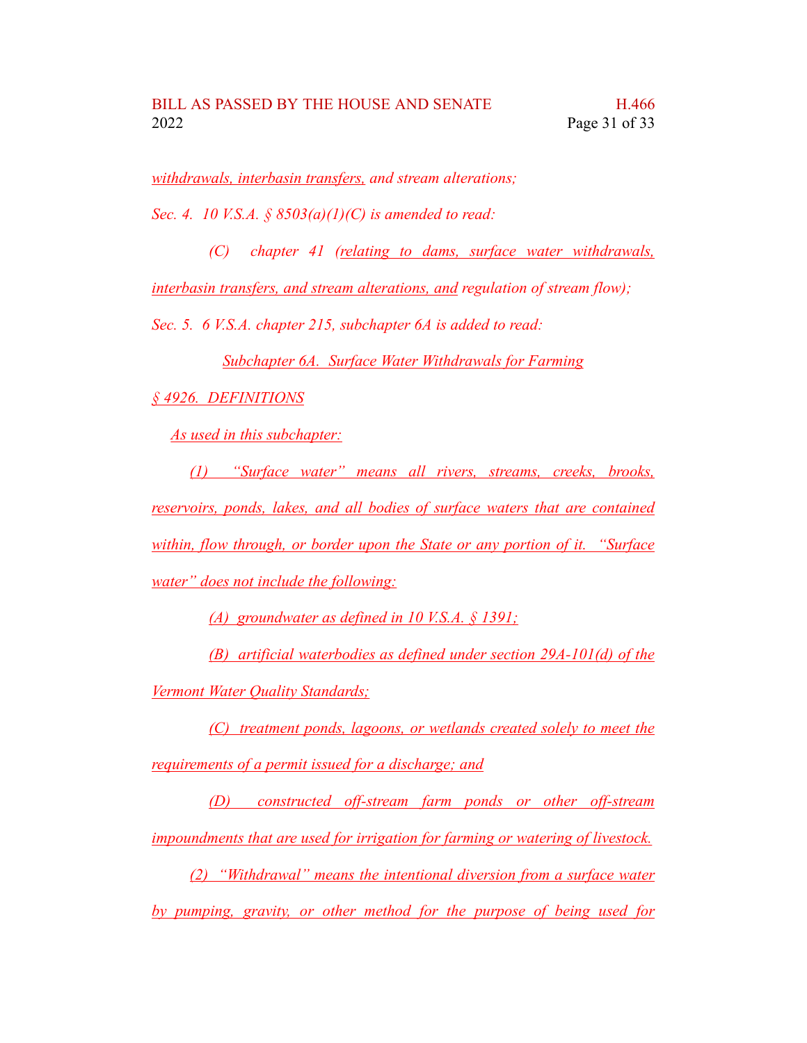*withdrawals, interbasin transfers, and stream alterations;*

*Sec. 4. 10 V.S.A. § 8503(a)(1)(C) is amended to read:*

*(C) chapter 41 (relating to dams, surface water withdrawals, interbasin transfers, and stream alterations, and regulation of stream flow);*

*Sec. 5. 6 V.S.A. chapter 215, subchapter 6A is added to read:*

*Subchapter 6A. Surface Water Withdrawals for Farming*

*§ 4926. DEFINITIONS*

*As used in this subchapter:*

*(1) "Surface water" means all rivers, streams, creeks, brooks, reservoirs, ponds, lakes, and all bodies of surface waters that are contained within, flow through, or border upon the State or any portion of it. "Surface water" does not include the following:*

*(A) groundwater as defined in 10 V.S.A. § 1391;*

*(B) artificial waterbodies as defined under section 29A-101(d) of the Vermont Water Quality Standards;*

*(C) treatment ponds, lagoons, or wetlands created solely to meet the requirements of a permit issued for a discharge; and*

*(D) constructed off-stream farm ponds or other off-stream impoundments that are used for irrigation for farming or watering of livestock.*

*(2) "Withdrawal" means the intentional diversion from a surface water by pumping, gravity, or other method for the purpose of being used for*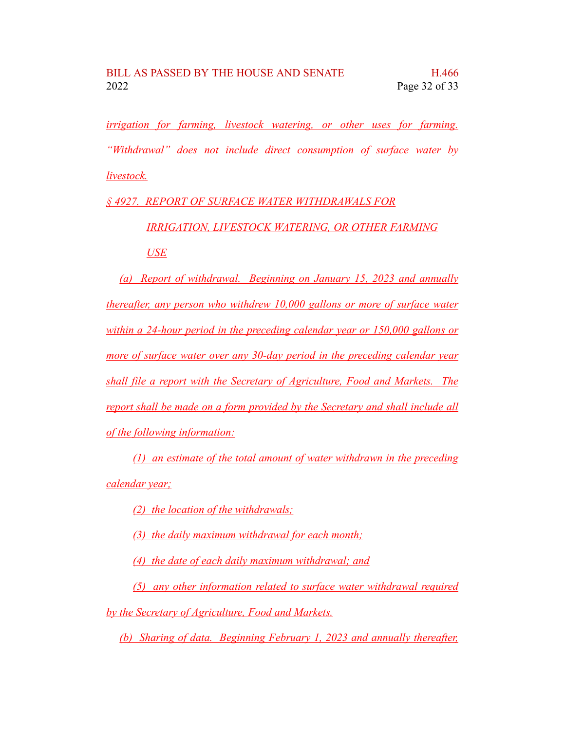*irrigation for farming, livestock watering, or other uses for farming. "Withdrawal" does not include direct consumption of surface water by livestock.*

*§ 4927. REPORT OF SURFACE WATER WITHDRAWALS FOR IRRIGATION, LIVESTOCK WATERING, OR OTHER FARMING USE*

*(a) Report of withdrawal. Beginning on January 15, 2023 and annually thereafter, any person who withdrew 10,000 gallons or more of surface water within a 24-hour period in the preceding calendar year or 150,000 gallons or more of surface water over any 30-day period in the preceding calendar year shall file a report with the Secretary of Agriculture, Food and Markets. The report shall be made on a form provided by the Secretary and shall include all of the following information:*

*(1) an estimate of the total amount of water withdrawn in the preceding calendar year;*

*(2) the location of the withdrawals;*

*(3) the daily maximum withdrawal for each month;*

*(4) the date of each daily maximum withdrawal; and*

*(5) any other information related to surface water withdrawal required by the Secretary of Agriculture, Food and Markets.*

*(b) Sharing of data. Beginning February 1, 2023 and annually thereafter,*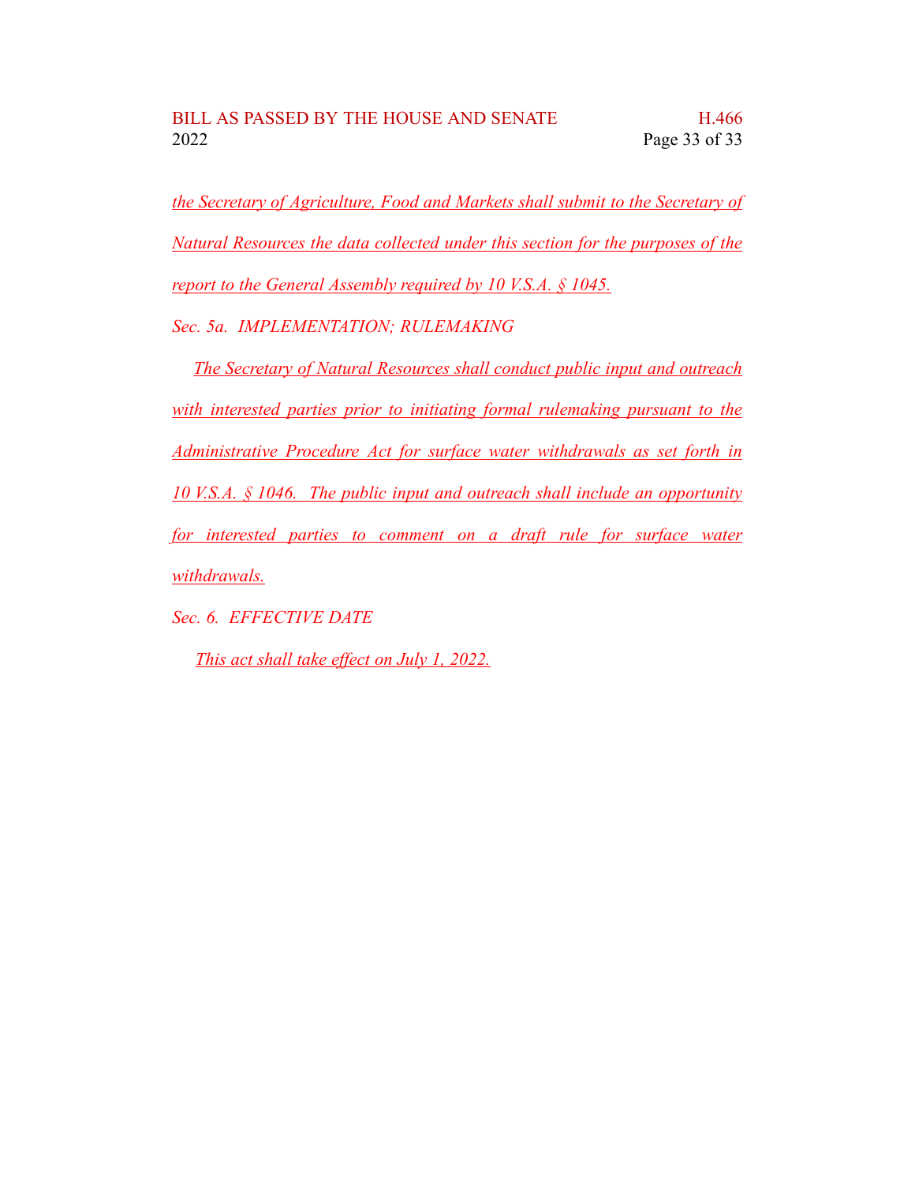*the Secretary of Agriculture, Food and Markets shall submit to the Secretary of Natural Resources the data collected under this section for the purposes of the report to the General Assembly required by 10 V.S.A. § 1045.*

*Sec. 5a. IMPLEMENTATION; RULEMAKING*

*The Secretary of Natural Resources shall conduct public input and outreach with interested parties prior to initiating formal rulemaking pursuant to the Administrative Procedure Act for surface water withdrawals as set forth in 10 V.S.A. § 1046. The public input and outreach shall include an opportunity for interested parties to comment on a draft rule for surface water withdrawals.*

*Sec. 6. EFFECTIVE DATE*

*This act shall take effect on July 1, 2022.*